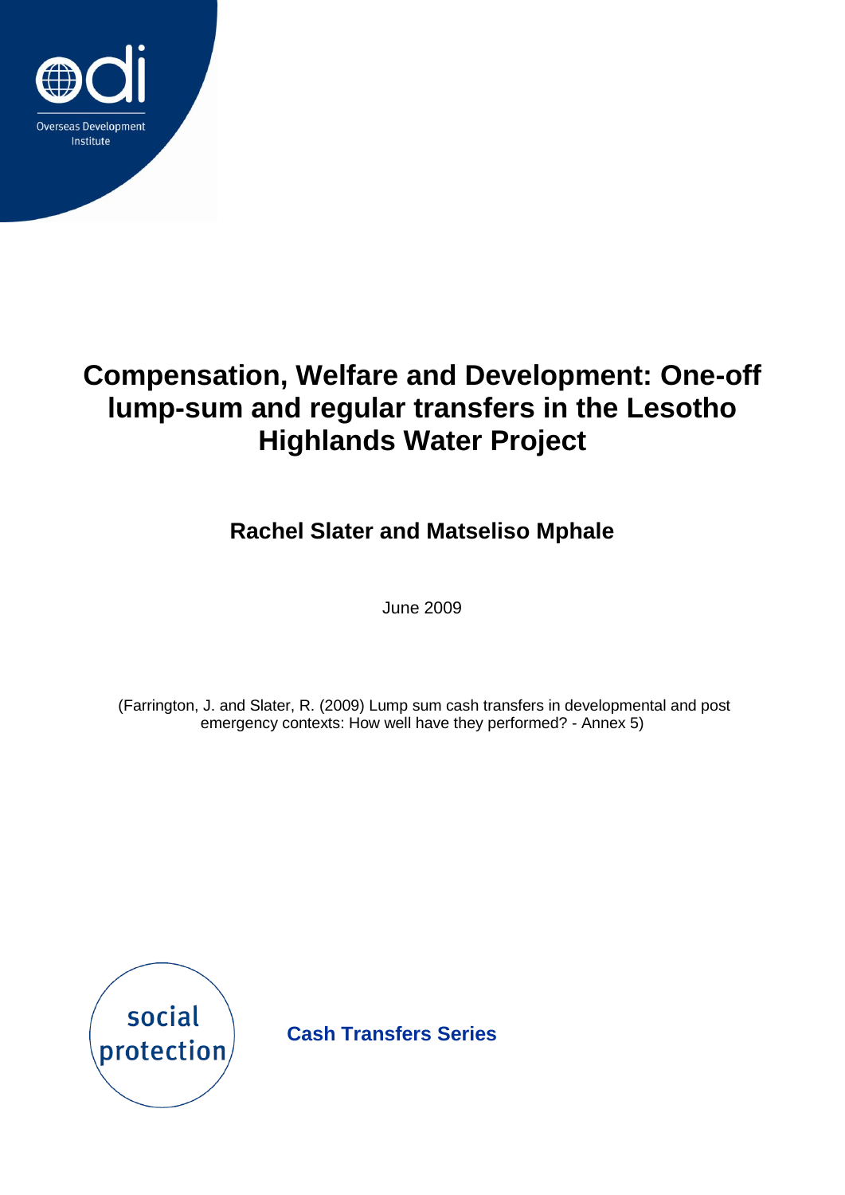Overseas Development Institute

# Compensation, Welfare and Development: One-off lump-sum and regular transfers in the Lesotho Highlands Water Project

**Rachel Slater and Matseliso Mphale**

June 2009

(Farrington, J. and Slater, R. (2009) Lump sum cash transfers in developmental and post emergency contexts: How well have they performed? - Annex 5)

social protection

**Cash Transfers Series**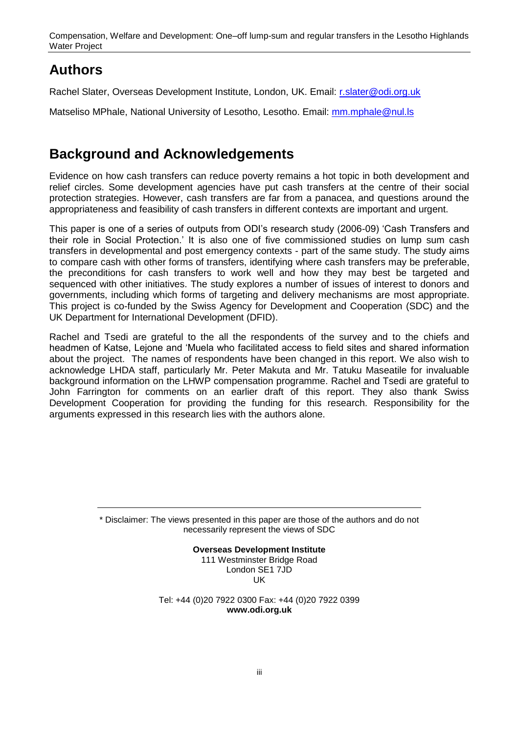## Authors

Rachel Slater, Overseas Development Institute, London, UK. Email: r.slater@odi.org.uk

Matseliso MPhale, National University of Lesotho, Lesotho. Email: mm.mphale@nul.ls

## Background and Acknowledgements

Evidence on how cash transfers can reduce poverty remains a hot topic in both development and relief circles. Some development agencies have put cash transfers at the centre of their social protection strategies. However, cash transfers are far from a panacea, and questions around the appropriateness and feasibility of cash transfers in different contexts are important and urgent.

This paper is one of a series of outputs from ODI's research study (2006-09) 'Cash Transfers and their role in Social Protection.' It is also one of five commissioned studies on lump sum cash transfers in developmental and post emergency contexts - part of the same study. The study aims to compare cash with other forms of transfers, identifying where cash transfers may be preferable, the preconditions for cash transfers to work well and how they may best be targeted and sequenced with other initiatives. The study explores a number of issues of interest to donors and governments, including which forms of targeting and delivery mechanisms are most appropriate. This project is co-funded by the Swiss Agency for Development and Cooperation (SDC) and the UK Department for International Development (DFID).

Rachel and Tsedi are grateful to the all the respondents of the survey and to the chiefs and headmen of Katse, Lejone and 'Muela who facilitated access to field sites and shared information about the project. The names of respondents have been changed in this report. We also wish to acknowledge LHDA staff, particularly Mr. Peter Makuta and Mr. Tatuku Maseatile for invaluable background information on the LHWP compensation programme. Rachel and Tsedi are grateful to John Farrington for comments on an earlier draft of this report. They also thank Swiss Development Cooperation for providing the funding for this research. Responsibility for the arguments expressed in this research lies with the authors alone.

---

\* Disclaimer: The views presented in this paper are those of the authors and do not necessarily represent the views of SDC

**Overseas Development Institute**
111 Westminster Bridge Road
London SE1 7JD
UK

Tel: +44 (0)20 7922 0300 Fax: +44 (0)20 7922 0399
**www.odi.org.uk**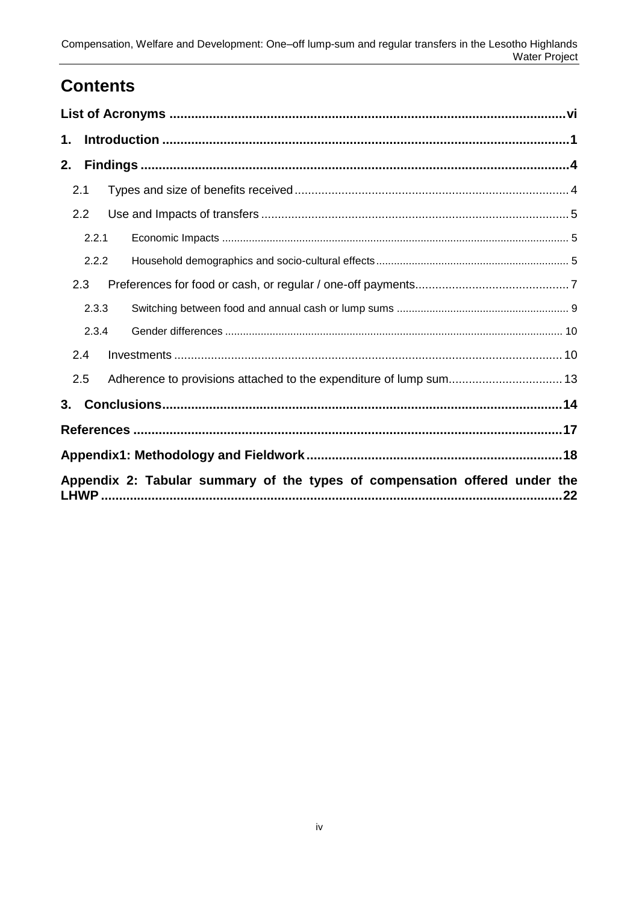# Contents

List of Acronyms ............................................................................................................vi

1. Introduction ..................................................................................................................1

2. Findings .......................................................................................................................4

   2.1 Types and size of benefits received ....................................................................4

   2.2 Use and Impacts of transfers ..............................................................................5

      2.2.1 Economic Impacts .........................................................................................5

      2.2.2 Household demographics and socio-cultural effects ...................................5

   2.3 Preferences for food or cash, or regular / one-off payments...............................7

      2.3.3 Switching between food and annual cash or lump sums .............................9

      2.3.4 Gender differences .......................................................................................10

   2.4 Investments .......................................................................................................10

   2.5 Adherence to provisions attached to the expenditure of lump sum.....................13

3. Conclusions..................................................................................................................14

References ......................................................................................................................17

Appendix1: Methodology and Fieldwork.........................................................................18

Appendix 2: Tabular summary of the types of compensation offered under the LHWP ...........................................................................................................................22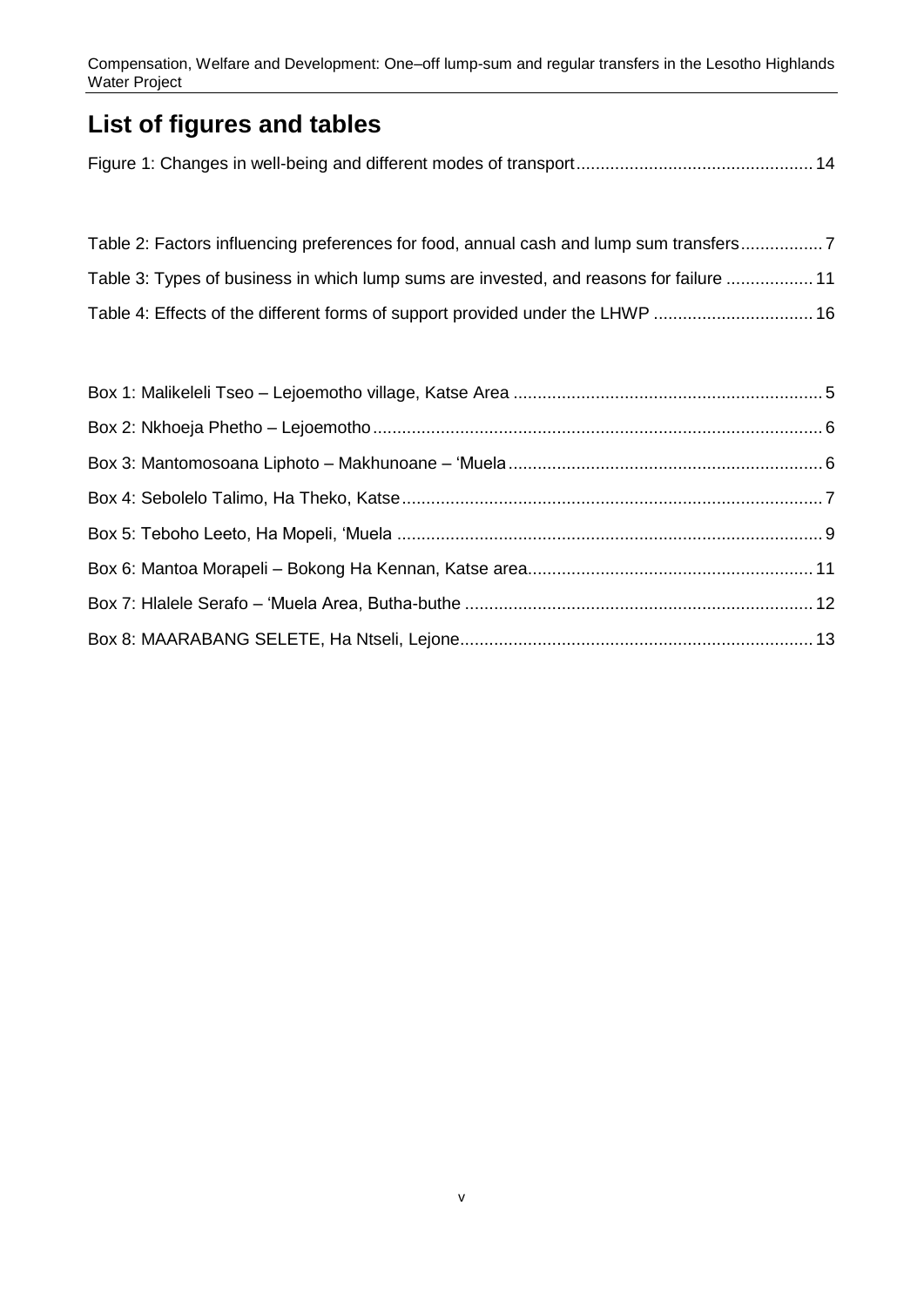# List of figures and tables

Figure 1: Changes in well-being and different modes of transport ..... 14

Table 2: Factors influencing preferences for food, annual cash and lump sum transfers ..... 7

Table 3: Types of business in which lump sums are invested, and reasons for failure ..... 11

Table 4: Effects of the different forms of support provided under the LHWP ..... 16

Box 1: Malikeleli Tseo – Lejoemotho village, Katse Area ..... 5

Box 2: Nkhoeja Phetho – Lejoemotho ..... 6

Box 3: Mantomosoana Liphoto – Makhunoane – 'Muela ..... 6

Box 4: Sebolelo Talimo, Ha Theko, Katse ..... 7

Box 5: Teboho Leeto, Ha Mopeli, 'Muela ..... 9

Box 6: Mantoa Morapeli – Bokong Ha Kennan, Katse area ..... 11

Box 7: Hlalele Serafo – 'Muela Area, Butha-buthe ..... 12

Box 8: MAARABANG SELETE, Ha Ntseli, Lejone ..... 13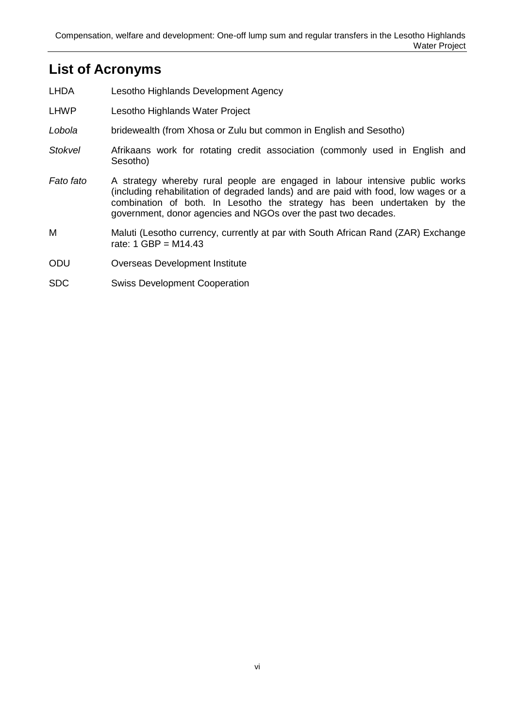## List of Acronyms

| | |
|---|---|
| LHDA | Lesotho Highlands Development Agency |
| LHWP | Lesotho Highlands Water Project |
| *Lobola* | bridewealth (from Xhosa or Zulu but common in English and Sesotho) |
| *Stokvel* | Afrikaans work for rotating credit association (commonly used in English and Sesotho) |
| *Fato fato* | A strategy whereby rural people are engaged in labour intensive public works (including rehabilitation of degraded lands) and are paid with food, low wages or a combination of both. In Lesotho the strategy has been undertaken by the government, donor agencies and NGOs over the past two decades. |
| M | Maluti (Lesotho currency, currently at par with South African Rand (ZAR) Exchange rate: 1 GBP = M14.43 |
| ODU | Overseas Development Institute |
| SDC | Swiss Development Cooperation |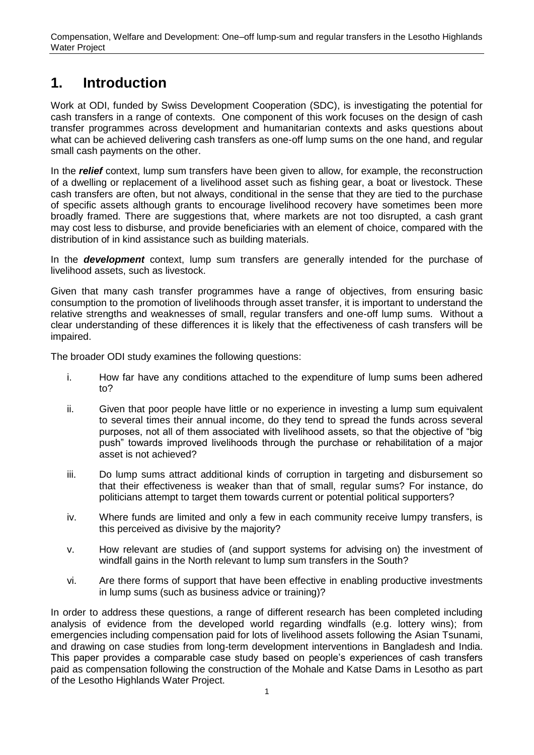# 1. Introduction

Work at ODI, funded by Swiss Development Cooperation (SDC), is investigating the potential for cash transfers in a range of contexts. One component of this work focuses on the design of cash transfer programmes across development and humanitarian contexts and asks questions about what can be achieved delivering cash transfers as one-off lump sums on the one hand, and regular small cash payments on the other.

In the ***relief*** context, lump sum transfers have been given to allow, for example, the reconstruction of a dwelling or replacement of a livelihood asset such as fishing gear, a boat or livestock. These cash transfers are often, but not always, conditional in the sense that they are tied to the purchase of specific assets although grants to encourage livelihood recovery have sometimes been more broadly framed. There are suggestions that, where markets are not too disrupted, a cash grant may cost less to disburse, and provide beneficiaries with an element of choice, compared with the distribution of in kind assistance such as building materials.

In the ***development*** context, lump sum transfers are generally intended for the purchase of livelihood assets, such as livestock.

Given that many cash transfer programmes have a range of objectives, from ensuring basic consumption to the promotion of livelihoods through asset transfer, it is important to understand the relative strengths and weaknesses of small, regular transfers and one-off lump sums. Without a clear understanding of these differences it is likely that the effectiveness of cash transfers will be impaired.

The broader ODI study examines the following questions:

i. How far have any conditions attached to the expenditure of lump sums been adhered to?

ii. Given that poor people have little or no experience in investing a lump sum equivalent to several times their annual income, do they tend to spread the funds across several purposes, not all of them associated with livelihood assets, so that the objective of "big push" towards improved livelihoods through the purchase or rehabilitation of a major asset is not achieved?

iii. Do lump sums attract additional kinds of corruption in targeting and disbursement so that their effectiveness is weaker than that of small, regular sums? For instance, do politicians attempt to target them towards current or potential political supporters?

iv. Where funds are limited and only a few in each community receive lumpy transfers, is this perceived as divisive by the majority?

v. How relevant are studies of (and support systems for advising on) the investment of windfall gains in the North relevant to lump sum transfers in the South?

vi. Are there forms of support that have been effective in enabling productive investments in lump sums (such as business advice or training)?

In order to address these questions, a range of different research has been completed including analysis of evidence from the developed world regarding windfalls (e.g. lottery wins); from emergencies including compensation paid for lots of livelihood assets following the Asian Tsunami, and drawing on case studies from long-term development interventions in Bangladesh and India. This paper provides a comparable case study based on people's experiences of cash transfers paid as compensation following the construction of the Mohale and Katse Dams in Lesotho as part of the Lesotho Highlands Water Project.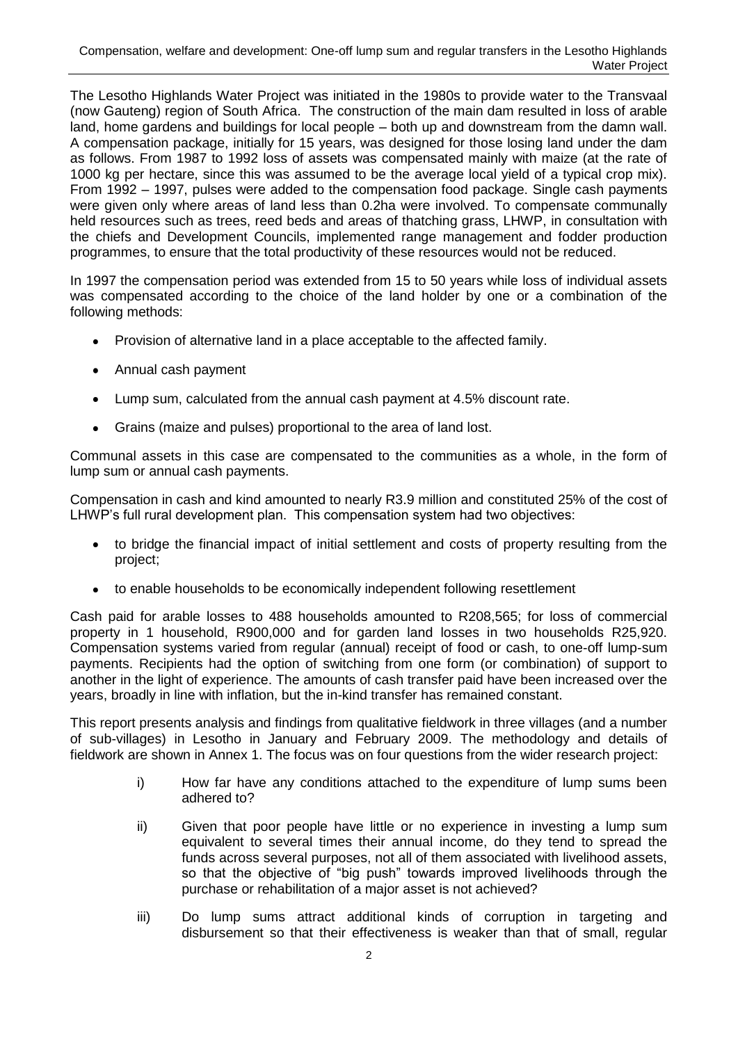The Lesotho Highlands Water Project was initiated in the 1980s to provide water to the Transvaal (now Gauteng) region of South Africa. The construction of the main dam resulted in loss of arable land, home gardens and buildings for local people – both up and downstream from the damn wall. A compensation package, initially for 15 years, was designed for those losing land under the dam as follows. From 1987 to 1992 loss of assets was compensated mainly with maize (at the rate of 1000 kg per hectare, since this was assumed to be the average local yield of a typical crop mix). From 1992 – 1997, pulses were added to the compensation food package. Single cash payments were given only where areas of land less than 0.2ha were involved. To compensate communally held resources such as trees, reed beds and areas of thatching grass, LHWP, in consultation with the chiefs and Development Councils, implemented range management and fodder production programmes, to ensure that the total productivity of these resources would not be reduced.

In 1997 the compensation period was extended from 15 to 50 years while loss of individual assets was compensated according to the choice of the land holder by one or a combination of the following methods:

- Provision of alternative land in a place acceptable to the affected family.
- Annual cash payment
- Lump sum, calculated from the annual cash payment at 4.5% discount rate.
- Grains (maize and pulses) proportional to the area of land lost.

Communal assets in this case are compensated to the communities as a whole, in the form of lump sum or annual cash payments.

Compensation in cash and kind amounted to nearly R3.9 million and constituted 25% of the cost of LHWP's full rural development plan. This compensation system had two objectives:

- to bridge the financial impact of initial settlement and costs of property resulting from the project;
- to enable households to be economically independent following resettlement

Cash paid for arable losses to 488 households amounted to R208,565; for loss of commercial property in 1 household, R900,000 and for garden land losses in two households R25,920. Compensation systems varied from regular (annual) receipt of food or cash, to one-off lump-sum payments. Recipients had the option of switching from one form (or combination) of support to another in the light of experience. The amounts of cash transfer paid have been increased over the years, broadly in line with inflation, but the in-kind transfer has remained constant.

This report presents analysis and findings from qualitative fieldwork in three villages (and a number of sub-villages) in Lesotho in January and February 2009. The methodology and details of fieldwork are shown in Annex 1. The focus was on four questions from the wider research project:

i) How far have any conditions attached to the expenditure of lump sums been adhered to?

ii) Given that poor people have little or no experience in investing a lump sum equivalent to several times their annual income, do they tend to spread the funds across several purposes, not all of them associated with livelihood assets, so that the objective of "big push" towards improved livelihoods through the purchase or rehabilitation of a major asset is not achieved?

iii) Do lump sums attract additional kinds of corruption in targeting and disbursement so that their effectiveness is weaker than that of small, regular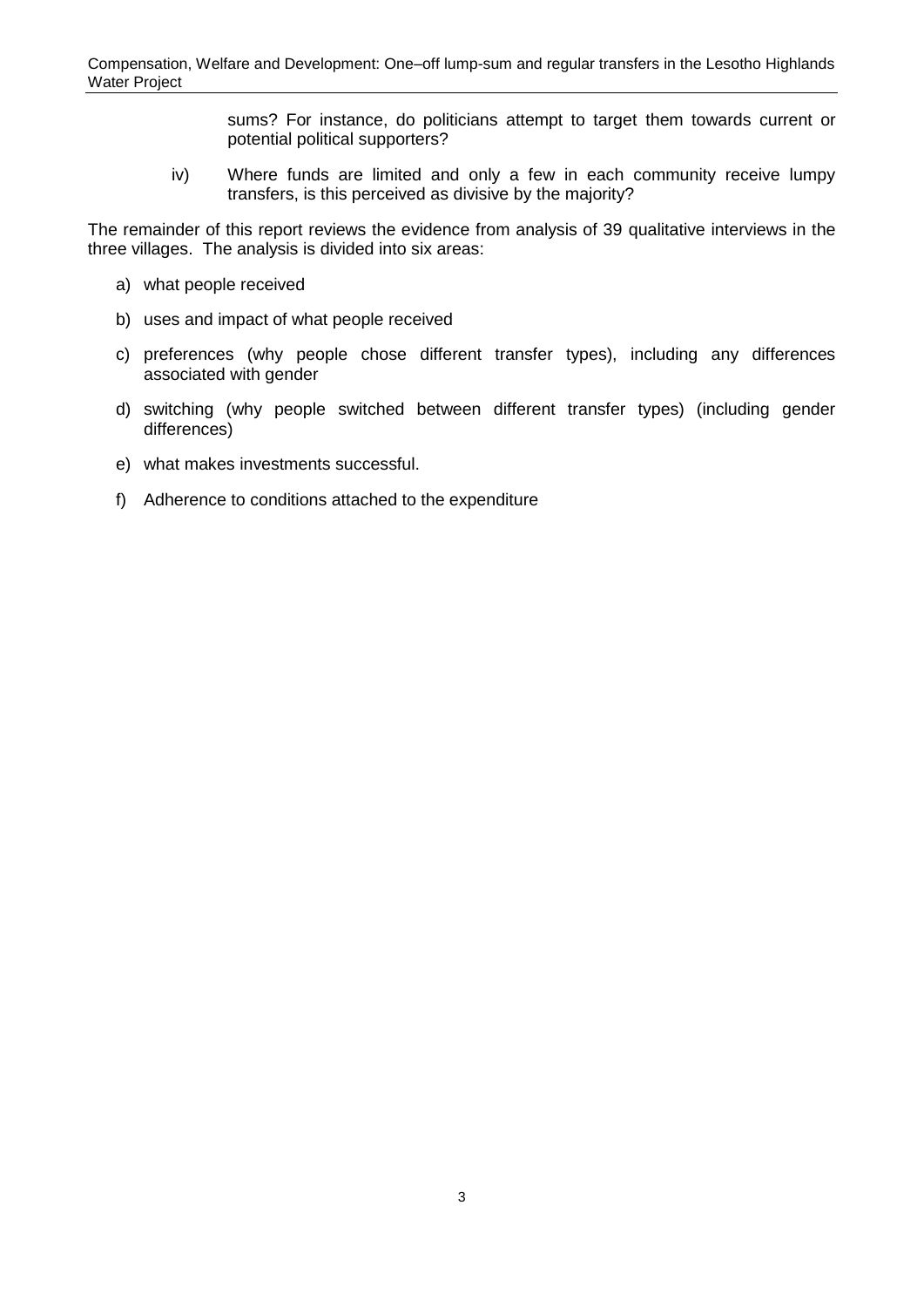sums? For instance, do politicians attempt to target them towards current or potential political supporters?

iv) Where funds are limited and only a few in each community receive lumpy transfers, is this perceived as divisive by the majority?

The remainder of this report reviews the evidence from analysis of 39 qualitative interviews in the three villages. The analysis is divided into six areas:

a) what people received

b) uses and impact of what people received

c) preferences (why people chose different transfer types), including any differences associated with gender

d) switching (why people switched between different transfer types) (including gender differences)

e) what makes investments successful.

f) Adherence to conditions attached to the expenditure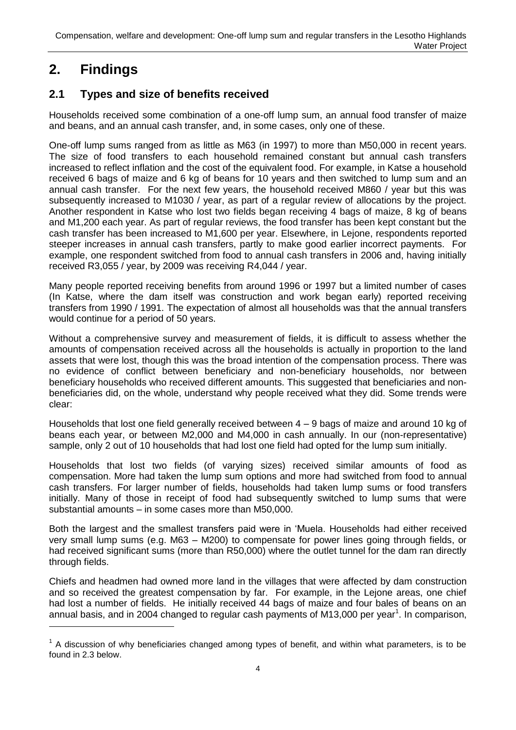# 2. Findings

## 2.1 Types and size of benefits received

Households received some combination of a one-off lump sum, an annual food transfer of maize and beans, and an annual cash transfer, and, in some cases, only one of these.

One-off lump sums ranged from as little as M63 (in 1997) to more than M50,000 in recent years. The size of food transfers to each household remained constant but annual cash transfers increased to reflect inflation and the cost of the equivalent food. For example, in Katse a household received 6 bags of maize and 6 kg of beans for 10 years and then switched to lump sum and an annual cash transfer. For the next few years, the household received M860 / year but this was subsequently increased to M1030 / year, as part of a regular review of allocations by the project. Another respondent in Katse who lost two fields began receiving 4 bags of maize, 8 kg of beans and M1,200 each year. As part of regular reviews, the food transfer has been kept constant but the cash transfer has been increased to M1,600 per year. Elsewhere, in Lejone, respondents reported steeper increases in annual cash transfers, partly to make good earlier incorrect payments. For example, one respondent switched from food to annual cash transfers in 2006 and, having initially received R3,055 / year, by 2009 was receiving R4,044 / year.

Many people reported receiving benefits from around 1996 or 1997 but a limited number of cases (In Katse, where the dam itself was construction and work began early) reported receiving transfers from 1990 / 1991. The expectation of almost all households was that the annual transfers would continue for a period of 50 years.

Without a comprehensive survey and measurement of fields, it is difficult to assess whether the amounts of compensation received across all the households is actually in proportion to the land assets that were lost, though this was the broad intention of the compensation process. There was no evidence of conflict between beneficiary and non-beneficiary households, nor between beneficiary households who received different amounts. This suggested that beneficiaries and non-beneficiaries did, on the whole, understand why people received what they did. Some trends were clear:

Households that lost one field generally received between 4 – 9 bags of maize and around 10 kg of beans each year, or between M2,000 and M4,000 in cash annually. In our (non-representative) sample, only 2 out of 10 households that had lost one field had opted for the lump sum initially.

Households that lost two fields (of varying sizes) received similar amounts of food as compensation. More had taken the lump sum options and more had switched from food to annual cash transfers. For larger number of fields, households had taken lump sums or food transfers initially. Many of those in receipt of food had subsequently switched to lump sums that were substantial amounts – in some cases more than M50,000.

Both the largest and the smallest transfers paid were in 'Muela. Households had either received very small lump sums (e.g. M63 – M200) to compensate for power lines going through fields, or had received significant sums (more than R50,000) where the outlet tunnel for the dam ran directly through fields.

Chiefs and headmen had owned more land in the villages that were affected by dam construction and so received the greatest compensation by far. For example, in the Lejone areas, one chief had lost a number of fields. He initially received 44 bags of maize and four bales of beans on an annual basis, and in 2004 changed to regular cash payments of M13,000 per year[1]. In comparison,

[1] A discussion of why beneficiaries changed among types of benefit, and within what parameters, is to be found in 2.3 below.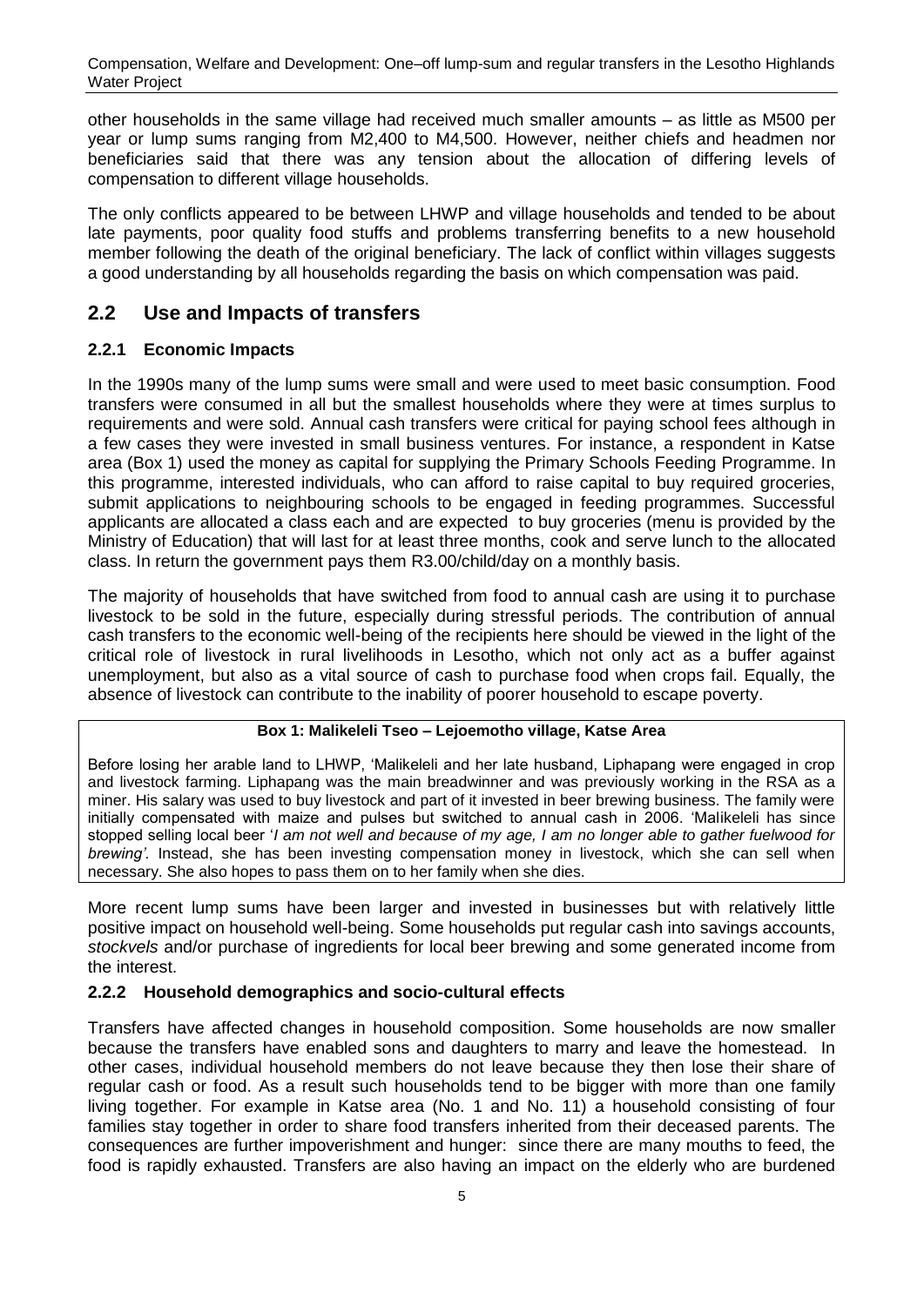other households in the same village had received much smaller amounts – as little as M500 per year or lump sums ranging from M2,400 to M4,500. However, neither chiefs and headmen nor beneficiaries said that there was any tension about the allocation of differing levels of compensation to different village households.

The only conflicts appeared to be between LHWP and village households and tended to be about late payments, poor quality food stuffs and problems transferring benefits to a new household member following the death of the original beneficiary. The lack of conflict within villages suggests a good understanding by all households regarding the basis on which compensation was paid.

## 2.2 Use and Impacts of transfers

### 2.2.1 Economic Impacts

In the 1990s many of the lump sums were small and were used to meet basic consumption. Food transfers were consumed in all but the smallest households where they were at times surplus to requirements and were sold. Annual cash transfers were critical for paying school fees although in a few cases they were invested in small business ventures. For instance, a respondent in Katse area (Box 1) used the money as capital for supplying the Primary Schools Feeding Programme. In this programme, interested individuals, who can afford to raise capital to buy required groceries, submit applications to neighbouring schools to be engaged in feeding programmes. Successful applicants are allocated a class each and are expected to buy groceries (menu is provided by the Ministry of Education) that will last for at least three months, cook and serve lunch to the allocated class. In return the government pays them R3.00/child/day on a monthly basis.

The majority of households that have switched from food to annual cash are using it to purchase livestock to be sold in the future, especially during stressful periods. The contribution of annual cash transfers to the economic well-being of the recipients here should be viewed in the light of the critical role of livestock in rural livelihoods in Lesotho, which not only act as a buffer against unemployment, but also as a vital source of cash to purchase food when crops fail. Equally, the absence of livestock can contribute to the inability of poorer household to escape poverty.

**Box 1: Malikeleli Tseo – Lejoemotho village, Katse Area**

Before losing her arable land to LHWP, 'Malikeleli and her late husband, Liphapang were engaged in crop and livestock farming. Liphapang was the main breadwinner and was previously working in the RSA as a miner. His salary was used to buy livestock and part of it invested in beer brewing business. The family were initially compensated with maize and pulses but switched to annual cash in 2006. 'Malikeleli has since stopped selling local beer '*I am not well and because of my age, I am no longer able to gather fuelwood for brewing'*. Instead, she has been investing compensation money in livestock, which she can sell when necessary. She also hopes to pass them on to her family when she dies.

More recent lump sums have been larger and invested in businesses but with relatively little positive impact on household well-being. Some households put regular cash into savings accounts, *stockvels* and/or purchase of ingredients for local beer brewing and some generated income from the interest.

### 2.2.2 Household demographics and socio-cultural effects

Transfers have affected changes in household composition. Some households are now smaller because the transfers have enabled sons and daughters to marry and leave the homestead. In other cases, individual household members do not leave because they then lose their share of regular cash or food. As a result such households tend to be bigger with more than one family living together. For example in Katse area (No. 1 and No. 11) a household consisting of four families stay together in order to share food transfers inherited from their deceased parents. The consequences are further impoverishment and hunger: since there are many mouths to feed, the food is rapidly exhausted. Transfers are also having an impact on the elderly who are burdened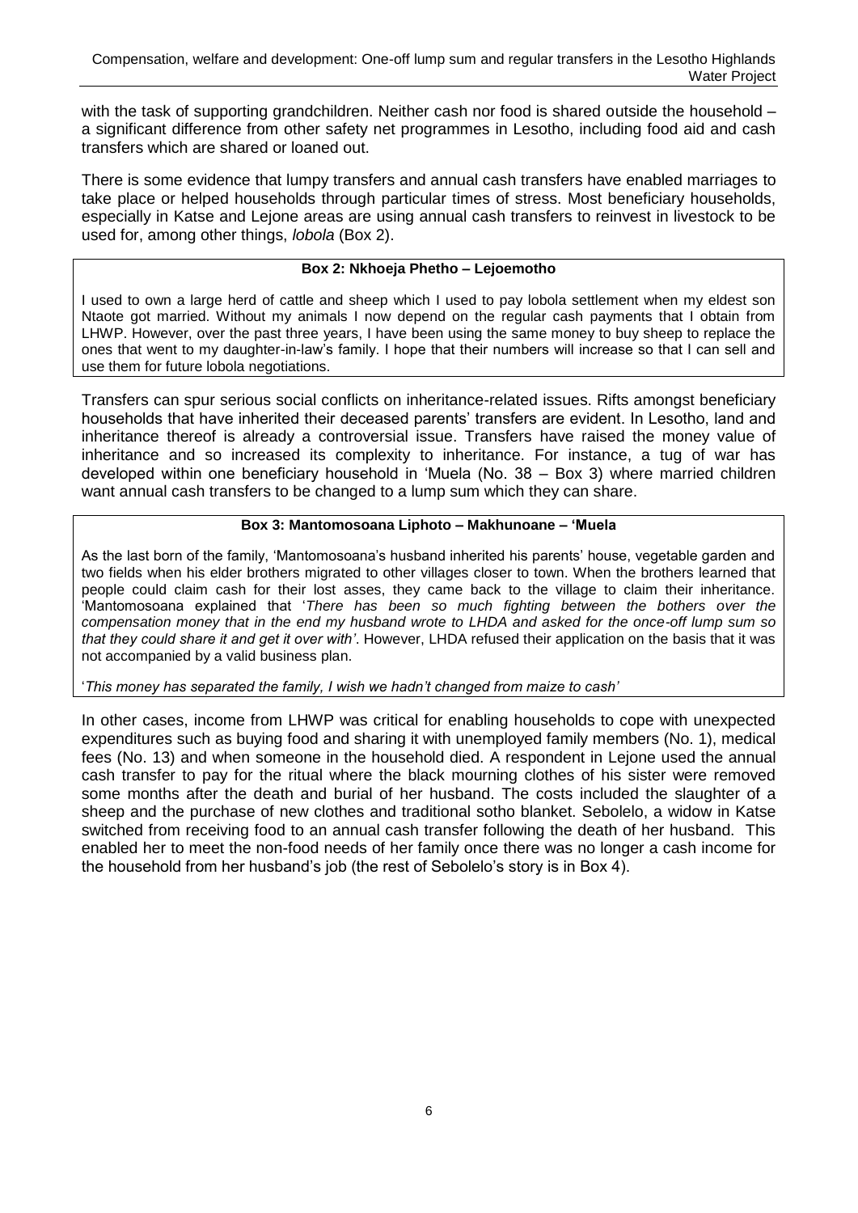with the task of supporting grandchildren. Neither cash nor food is shared outside the household – a significant difference from other safety net programmes in Lesotho, including food aid and cash transfers which are shared or loaned out.

There is some evidence that lumpy transfers and annual cash transfers have enabled marriages to take place or helped households through particular times of stress. Most beneficiary households, especially in Katse and Lejone areas are using annual cash transfers to reinvest in livestock to be used for, among other things, *lobola* (Box 2).

> **Box 2: Nkhoeja Phetho – Lejoemotho**
>
> I used to own a large herd of cattle and sheep which I used to pay lobola settlement when my eldest son Ntaote got married. Without my animals I now depend on the regular cash payments that I obtain from LHWP. However, over the past three years, I have been using the same money to buy sheep to replace the ones that went to my daughter-in-law's family. I hope that their numbers will increase so that I can sell and use them for future lobola negotiations.

Transfers can spur serious social conflicts on inheritance-related issues. Rifts amongst beneficiary households that have inherited their deceased parents' transfers are evident. In Lesotho, land and inheritance thereof is already a controversial issue. Transfers have raised the money value of inheritance and so increased its complexity to inheritance. For instance, a tug of war has developed within one beneficiary household in 'Muela (No. 38 – Box 3) where married children want annual cash transfers to be changed to a lump sum which they can share.

> **Box 3: Mantomosoana Liphoto – Makhunoane – 'Muela**
>
> As the last born of the family, 'Mantomosoana's husband inherited his parents' house, vegetable garden and two fields when his elder brothers migrated to other villages closer to town. When the brothers learned that people could claim cash for their lost asses, they came back to the village to claim their inheritance. 'Mantomosoana explained that '*There has been so much fighting between the bothers over the compensation money that in the end my husband wrote to LHDA and asked for the once-off lump sum so that they could share it and get it over with'*. However, LHDA refused their application on the basis that it was not accompanied by a valid business plan.
>
> '*This money has separated the family, I wish we hadn't changed from maize to cash'*

In other cases, income from LHWP was critical for enabling households to cope with unexpected expenditures such as buying food and sharing it with unemployed family members (No. 1), medical fees (No. 13) and when someone in the household died. A respondent in Lejone used the annual cash transfer to pay for the ritual where the black mourning clothes of his sister were removed some months after the death and burial of her husband. The costs included the slaughter of a sheep and the purchase of new clothes and traditional sotho blanket. Sebolelo, a widow in Katse switched from receiving food to an annual cash transfer following the death of her husband. This enabled her to meet the non-food needs of her family once there was no longer a cash income for the household from her husband's job (the rest of Sebolelo's story is in Box 4).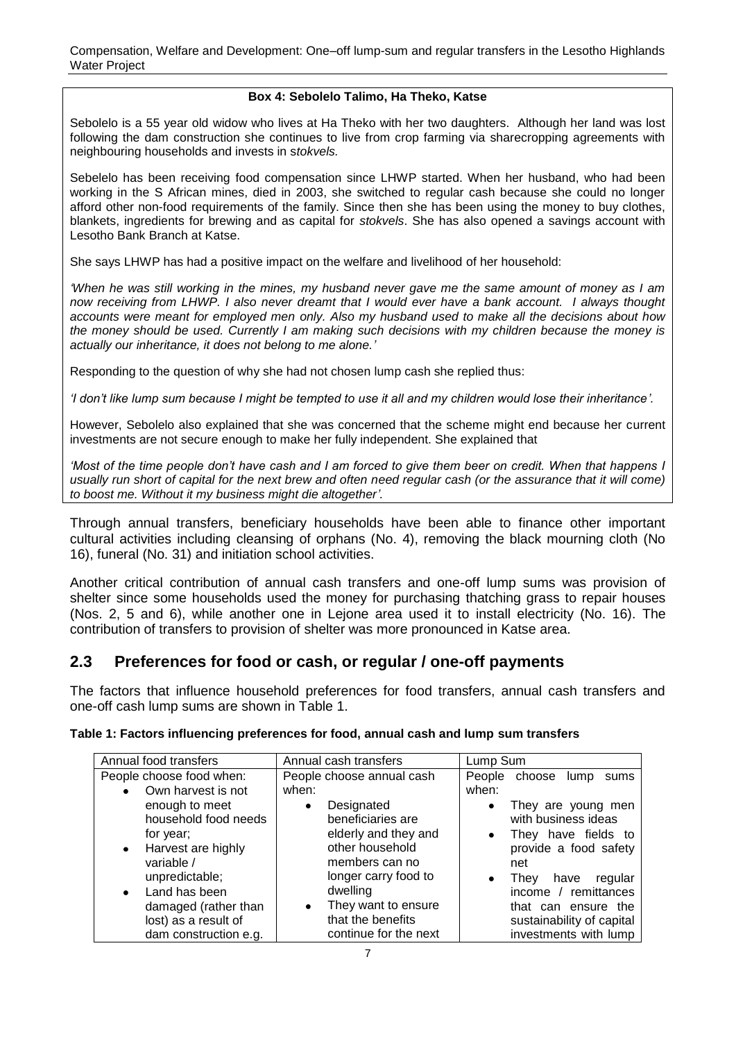**Box 4: Sebolelo Talimo, Ha Theko, Katse**

Sebolelo is a 55 year old widow who lives at Ha Theko with her two daughters. Although her land was lost following the dam construction she continues to live from crop farming via sharecropping agreements with neighbouring households and invests in s*tokvels.*

Sebelelo has been receiving food compensation since LHWP started. When her husband, who had been working in the S African mines, died in 2003, she switched to regular cash because she could no longer afford other non-food requirements of the family. Since then she has been using the money to buy clothes, blankets, ingredients for brewing and as capital for *stokvels*. She has also opened a savings account with Lesotho Bank Branch at Katse.

She says LHWP has had a positive impact on the welfare and livelihood of her household:

*'When he was still working in the mines, my husband never gave me the same amount of money as I am now receiving from LHWP. I also never dreamt that I would ever have a bank account. I always thought accounts were meant for employed men only. Also my husband used to make all the decisions about how the money should be used. Currently I am making such decisions with my children because the money is actually our inheritance, it does not belong to me alone.'*

Responding to the question of why she had not chosen lump cash she replied thus:

*'I don't like lump sum because I might be tempted to use it all and my children would lose their inheritance'.*

However, Sebolelo also explained that she was concerned that the scheme might end because her current investments are not secure enough to make her fully independent. She explained that

*'Most of the time people don't have cash and I am forced to give them beer on credit. When that happens I usually run short of capital for the next brew and often need regular cash (or the assurance that it will come) to boost me. Without it my business might die altogether'.*

Through annual transfers, beneficiary households have been able to finance other important cultural activities including cleansing of orphans (No. 4), removing the black mourning cloth (No 16), funeral (No. 31) and initiation school activities.

Another critical contribution of annual cash transfers and one-off lump sums was provision of shelter since some households used the money for purchasing thatching grass to repair houses (Nos. 2, 5 and 6), while another one in Lejone area used it to install electricity (No. 16). The contribution of transfers to provision of shelter was more pronounced in Katse area.

## 2.3 Preferences for food or cash, or regular / one-off payments

The factors that influence household preferences for food transfers, annual cash transfers and one-off cash lump sums are shown in Table 1.

**Table 1: Factors influencing preferences for food, annual cash and lump sum transfers**

| Annual food transfers | Annual cash transfers | Lump Sum |
|---|---|---|
| People choose food when:<br>• Own harvest is not enough to meet household food needs for year;<br>• Harvest are highly variable / unpredictable;<br>• Land has been damaged (rather than lost) as a result of dam construction e.g. | People choose annual cash when:<br>• Designated beneficiaries are elderly and they and other household members can no longer carry food to dwelling<br>• They want to ensure that the benefits continue for the next | People choose lump sums when:<br>• They are young men with business ideas<br>• They have fields to provide a food safety net<br>• They have regular income / remittances that can ensure the sustainability of capital investments with lump |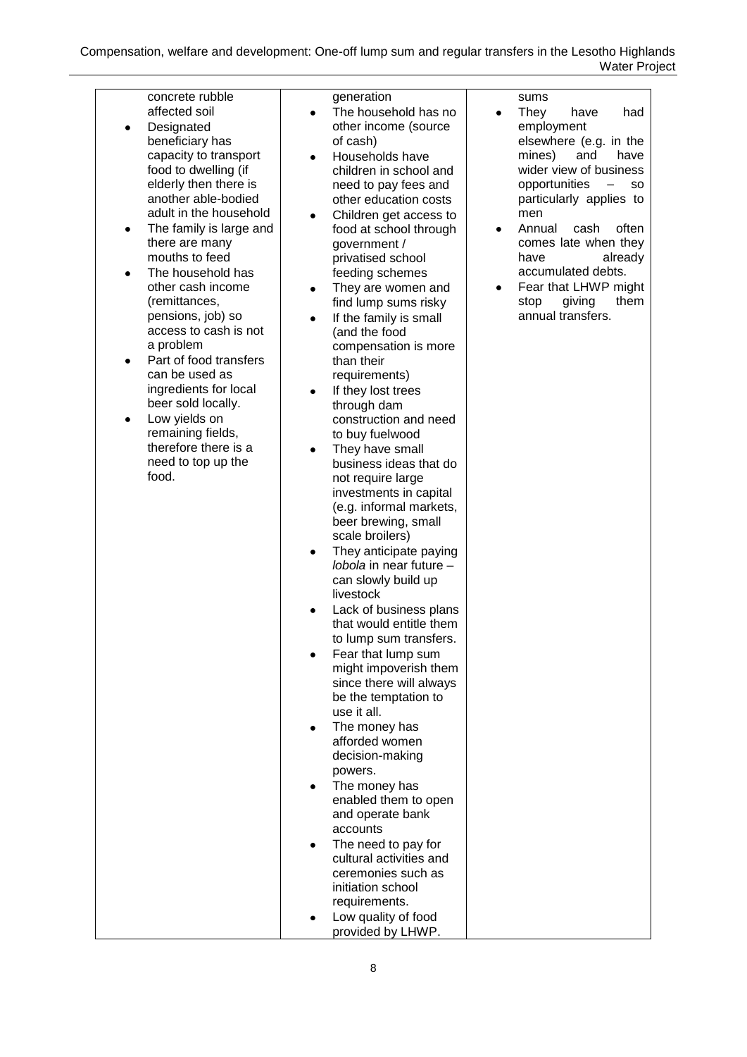| | | |
|---|---|---|
| concrete rubble affected soil<br>• Designated beneficiary has capacity to transport food to dwelling (if elderly then there is another able-bodied adult in the household<br>• The family is large and there are many mouths to feed<br>• The household has other cash income (remittances, pensions, job) so access to cash is not a problem<br>• Part of food transfers can be used as ingredients for local beer sold locally.<br>• Low yields on remaining fields, therefore there is a need to top up the food. | generation<br>• The household has no other income (source of cash)<br>• Households have children in school and need to pay fees and other education costs<br>• Children get access to food at school through government / privatised school feeding schemes<br>• They are women and find lump sums risky<br>• If the family is small (and the food compensation is more than their requirements)<br>• If they lost trees through dam construction and need to buy fuelwood<br>• They have small business ideas that do not require large investments in capital (e.g. informal markets, beer brewing, small scale broilers)<br>• They anticipate paying *lobola* in near future – can slowly build up livestock<br>• Lack of business plans that would entitle them to lump sum transfers.<br>• Fear that lump sum might impoverish them since there will always be the temptation to use it all.<br>• The money has afforded women decision-making powers.<br>• The money has enabled them to open and operate bank accounts<br>• The need to pay for cultural activities and ceremonies such as initiation school requirements.<br>• Low quality of food provided by LHWP. | sums<br>• They have had employment elsewhere (e.g. in the mines) and have wider view of business opportunities – so particularly applies to men<br>• Annual cash often comes late when they have already accumulated debts.<br>• Fear that LHWP might stop giving them annual transfers. |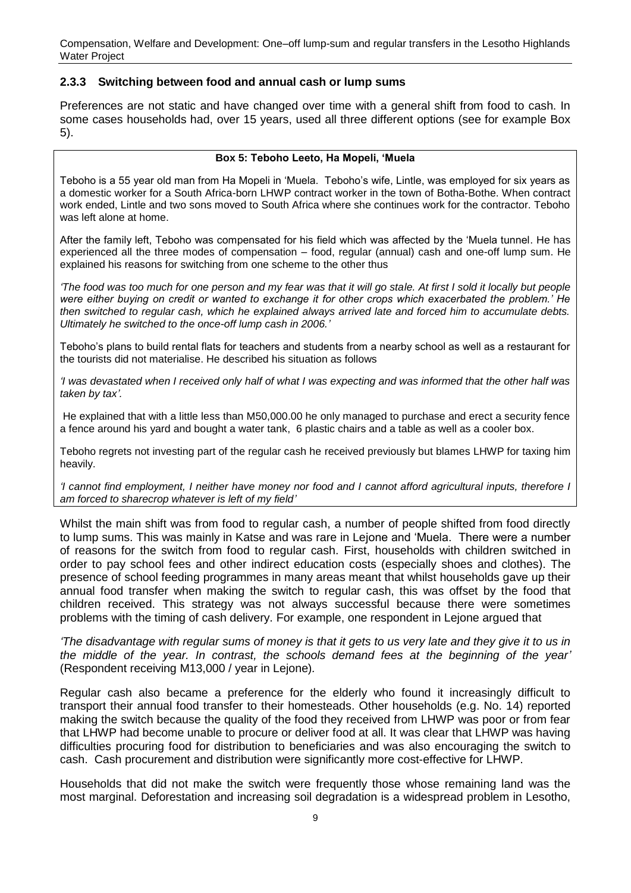### 2.3.3 Switching between food and annual cash or lump sums

Preferences are not static and have changed over time with a general shift from food to cash. In some cases households had, over 15 years, used all three different options (see for example Box 5).

**Box 5: Teboho Leeto, Ha Mopeli, 'Muela**

Teboho is a 55 year old man from Ha Mopeli in 'Muela. Teboho's wife, Lintle, was employed for six years as a domestic worker for a South Africa-born LHWP contract worker in the town of Botha-Bothe. When contract work ended, Lintle and two sons moved to South Africa where she continues work for the contractor. Teboho was left alone at home.

After the family left, Teboho was compensated for his field which was affected by the 'Muela tunnel. He has experienced all the three modes of compensation – food, regular (annual) cash and one-off lump sum. He explained his reasons for switching from one scheme to the other thus

*'The food was too much for one person and my fear was that it will go stale. At first I sold it locally but people were either buying on credit or wanted to exchange it for other crops which exacerbated the problem.' He then switched to regular cash, which he explained always arrived late and forced him to accumulate debts. Ultimately he switched to the once-off lump cash in 2006.'*

Teboho's plans to build rental flats for teachers and students from a nearby school as well as a restaurant for the tourists did not materialise. He described his situation as follows

*'I was devastated when I received only half of what I was expecting and was informed that the other half was taken by tax'.*

He explained that with a little less than M50,000.00 he only managed to purchase and erect a security fence a fence around his yard and bought a water tank, 6 plastic chairs and a table as well as a cooler box.

Teboho regrets not investing part of the regular cash he received previously but blames LHWP for taxing him heavily.

*'I cannot find employment, I neither have money nor food and I cannot afford agricultural inputs, therefore I am forced to sharecrop whatever is left of my field'*

Whilst the main shift was from food to regular cash, a number of people shifted from food directly to lump sums. This was mainly in Katse and was rare in Lejone and 'Muela. There were a number of reasons for the switch from food to regular cash. First, households with children switched in order to pay school fees and other indirect education costs (especially shoes and clothes). The presence of school feeding programmes in many areas meant that whilst households gave up their annual food transfer when making the switch to regular cash, this was offset by the food that children received. This strategy was not always successful because there were sometimes problems with the timing of cash delivery. For example, one respondent in Lejone argued that

*'The disadvantage with regular sums of money is that it gets to us very late and they give it to us in the middle of the year. In contrast, the schools demand fees at the beginning of the year'* (Respondent receiving M13,000 / year in Lejone)*.*

Regular cash also became a preference for the elderly who found it increasingly difficult to transport their annual food transfer to their homesteads. Other households (e.g. No. 14) reported making the switch because the quality of the food they received from LHWP was poor or from fear that LHWP had become unable to procure or deliver food at all. It was clear that LHWP was having difficulties procuring food for distribution to beneficiaries and was also encouraging the switch to cash. Cash procurement and distribution were significantly more cost-effective for LHWP.

Households that did not make the switch were frequently those whose remaining land was the most marginal. Deforestation and increasing soil degradation is a widespread problem in Lesotho,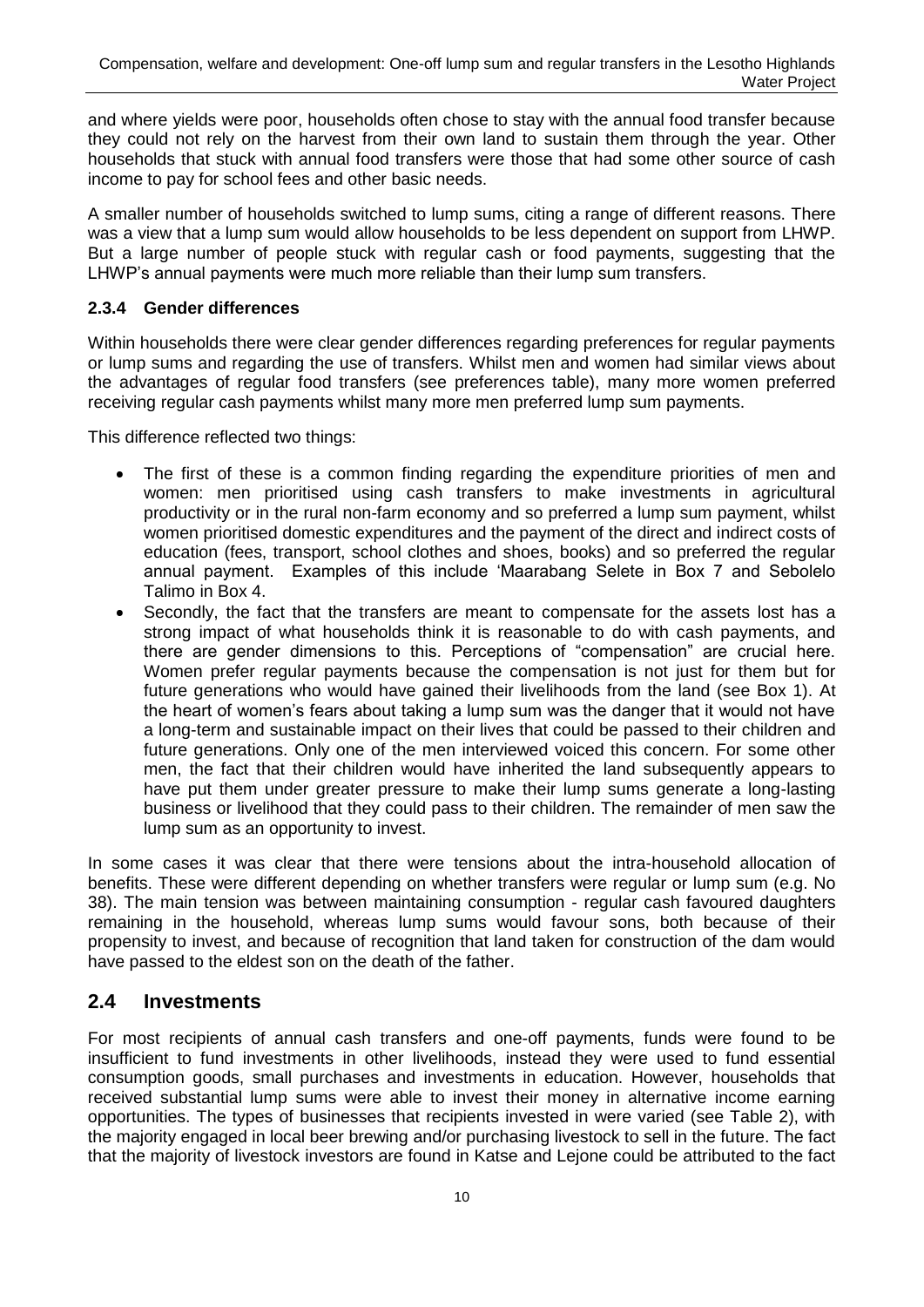and where yields were poor, households often chose to stay with the annual food transfer because they could not rely on the harvest from their own land to sustain them through the year. Other households that stuck with annual food transfers were those that had some other source of cash income to pay for school fees and other basic needs.

A smaller number of households switched to lump sums, citing a range of different reasons. There was a view that a lump sum would allow households to be less dependent on support from LHWP. But a large number of people stuck with regular cash or food payments, suggesting that the LHWP's annual payments were much more reliable than their lump sum transfers.

### 2.3.4 Gender differences

Within households there were clear gender differences regarding preferences for regular payments or lump sums and regarding the use of transfers. Whilst men and women had similar views about the advantages of regular food transfers (see preferences table), many more women preferred receiving regular cash payments whilst many more men preferred lump sum payments.

This difference reflected two things:

- The first of these is a common finding regarding the expenditure priorities of men and women: men prioritised using cash transfers to make investments in agricultural productivity or in the rural non-farm economy and so preferred a lump sum payment, whilst women prioritised domestic expenditures and the payment of the direct and indirect costs of education (fees, transport, school clothes and shoes, books) and so preferred the regular annual payment. Examples of this include 'Maarabang Selete in Box 7 and Sebolelo Talimo in Box 4.
- Secondly, the fact that the transfers are meant to compensate for the assets lost has a strong impact of what households think it is reasonable to do with cash payments, and there are gender dimensions to this. Perceptions of "compensation" are crucial here. Women prefer regular payments because the compensation is not just for them but for future generations who would have gained their livelihoods from the land (see Box 1). At the heart of women's fears about taking a lump sum was the danger that it would not have a long-term and sustainable impact on their lives that could be passed to their children and future generations. Only one of the men interviewed voiced this concern. For some other men, the fact that their children would have inherited the land subsequently appears to have put them under greater pressure to make their lump sums generate a long-lasting business or livelihood that they could pass to their children. The remainder of men saw the lump sum as an opportunity to invest.

In some cases it was clear that there were tensions about the intra-household allocation of benefits. These were different depending on whether transfers were regular or lump sum (e.g. No 38). The main tension was between maintaining consumption - regular cash favoured daughters remaining in the household, whereas lump sums would favour sons, both because of their propensity to invest, and because of recognition that land taken for construction of the dam would have passed to the eldest son on the death of the father.

## 2.4 Investments

For most recipients of annual cash transfers and one-off payments, funds were found to be insufficient to fund investments in other livelihoods, instead they were used to fund essential consumption goods, small purchases and investments in education. However, households that received substantial lump sums were able to invest their money in alternative income earning opportunities. The types of businesses that recipients invested in were varied (see Table 2), with the majority engaged in local beer brewing and/or purchasing livestock to sell in the future. The fact that the majority of livestock investors are found in Katse and Lejone could be attributed to the fact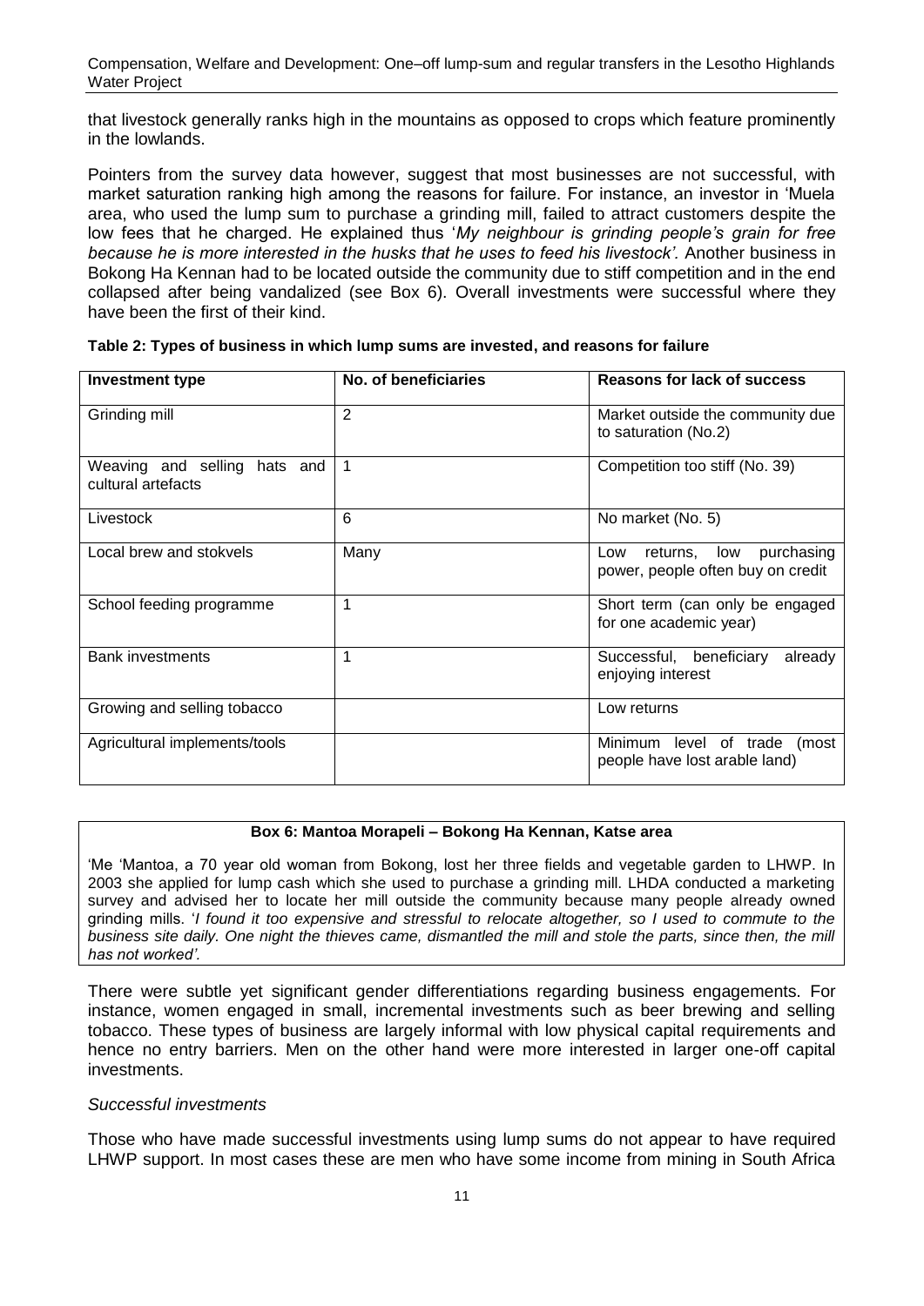that livestock generally ranks high in the mountains as opposed to crops which feature prominently in the lowlands.

Pointers from the survey data however, suggest that most businesses are not successful, with market saturation ranking high among the reasons for failure. For instance, an investor in 'Muela area, who used the lump sum to purchase a grinding mill, failed to attract customers despite the low fees that he charged. He explained thus '*My neighbour is grinding people's grain for free because he is more interested in the husks that he uses to feed his livestock'.* Another business in Bokong Ha Kennan had to be located outside the community due to stiff competition and in the end collapsed after being vandalized (see Box 6). Overall investments were successful where they have been the first of their kind.

**Table 2: Types of business in which lump sums are invested, and reasons for failure**

| Investment type | No. of beneficiaries | Reasons for lack of success |
|---|---|---|
| Grinding mill | 2 | Market outside the community due to saturation (No.2) |
| Weaving and selling hats and cultural artefacts | 1 | Competition too stiff (No. 39) |
| Livestock | 6 | No market (No. 5) |
| Local brew and stokvels | Many | Low returns, low purchasing power, people often buy on credit |
| School feeding programme | 1 | Short term (can only be engaged for one academic year) |
| Bank investments | 1 | Successful, beneficiary already enjoying interest |
| Growing and selling tobacco | | Low returns |
| Agricultural implements/tools | | Minimum level of trade (most people have lost arable land) |

**Box 6: Mantoa Morapeli – Bokong Ha Kennan, Katse area**

'Me 'Mantoa, a 70 year old woman from Bokong, lost her three fields and vegetable garden to LHWP. In 2003 she applied for lump cash which she used to purchase a grinding mill. LHDA conducted a marketing survey and advised her to locate her mill outside the community because many people already owned grinding mills. '*I found it too expensive and stressful to relocate altogether, so I used to commute to the business site daily. One night the thieves came, dismantled the mill and stole the parts, since then, the mill has not worked'.*

There were subtle yet significant gender differentiations regarding business engagements. For instance, women engaged in small, incremental investments such as beer brewing and selling tobacco. These types of business are largely informal with low physical capital requirements and hence no entry barriers. Men on the other hand were more interested in larger one-off capital investments.

*Successful investments*

Those who have made successful investments using lump sums do not appear to have required LHWP support. In most cases these are men who have some income from mining in South Africa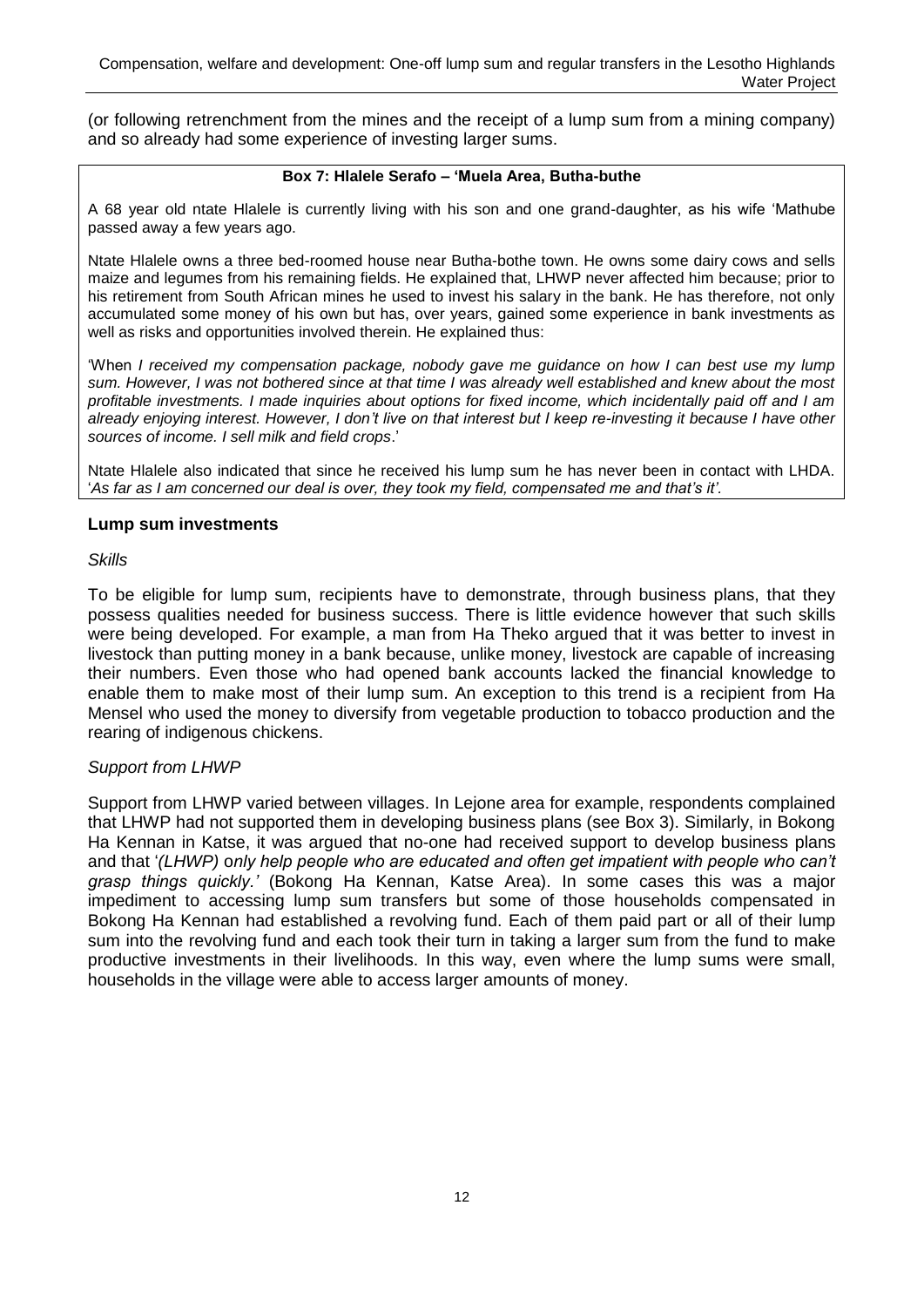(or following retrenchment from the mines and the receipt of a lump sum from a mining company) and so already had some experience of investing larger sums.

> **Box 7: Hlalele Serafo – 'Muela Area, Butha-buthe**
>
> A 68 year old ntate Hlalele is currently living with his son and one grand-daughter, as his wife 'Mathube passed away a few years ago.
>
> Ntate Hlalele owns a three bed-roomed house near Butha-bothe town. He owns some dairy cows and sells maize and legumes from his remaining fields. He explained that, LHWP never affected him because; prior to his retirement from South African mines he used to invest his salary in the bank. He has therefore, not only accumulated some money of his own but has, over years, gained some experience in bank investments as well as risks and opportunities involved therein. He explained thus:
>
> 'When *I received my compensation package, nobody gave me guidance on how I can best use my lump sum. However, I was not bothered since at that time I was already well established and knew about the most profitable investments. I made inquiries about options for fixed income, which incidentally paid off and I am already enjoying interest. However, I don't live on that interest but I keep re-investing it because I have other sources of income. I sell milk and field crops*.'
>
> Ntate Hlalele also indicated that since he received his lump sum he has never been in contact with LHDA. '*As far as I am concerned our deal is over, they took my field, compensated me and that's it'.*

### Lump sum investments

*Skills*

To be eligible for lump sum, recipients have to demonstrate, through business plans, that they possess qualities needed for business success. There is little evidence however that such skills were being developed. For example, a man from Ha Theko argued that it was better to invest in livestock than putting money in a bank because, unlike money, livestock are capable of increasing their numbers. Even those who had opened bank accounts lacked the financial knowledge to enable them to make most of their lump sum. An exception to this trend is a recipient from Ha Mensel who used the money to diversify from vegetable production to tobacco production and the rearing of indigenous chickens.

*Support from LHWP*

Support from LHWP varied between villages. In Lejone area for example, respondents complained that LHWP had not supported them in developing business plans (see Box 3). Similarly, in Bokong Ha Kennan in Katse, it was argued that no-one had received support to develop business plans and that '*(LHWP) only help people who are educated and often get impatient with people who can't grasp things quickly.'* (Bokong Ha Kennan, Katse Area). In some cases this was a major impediment to accessing lump sum transfers but some of those households compensated in Bokong Ha Kennan had established a revolving fund. Each of them paid part or all of their lump sum into the revolving fund and each took their turn in taking a larger sum from the fund to make productive investments in their livelihoods. In this way, even where the lump sums were small, households in the village were able to access larger amounts of money.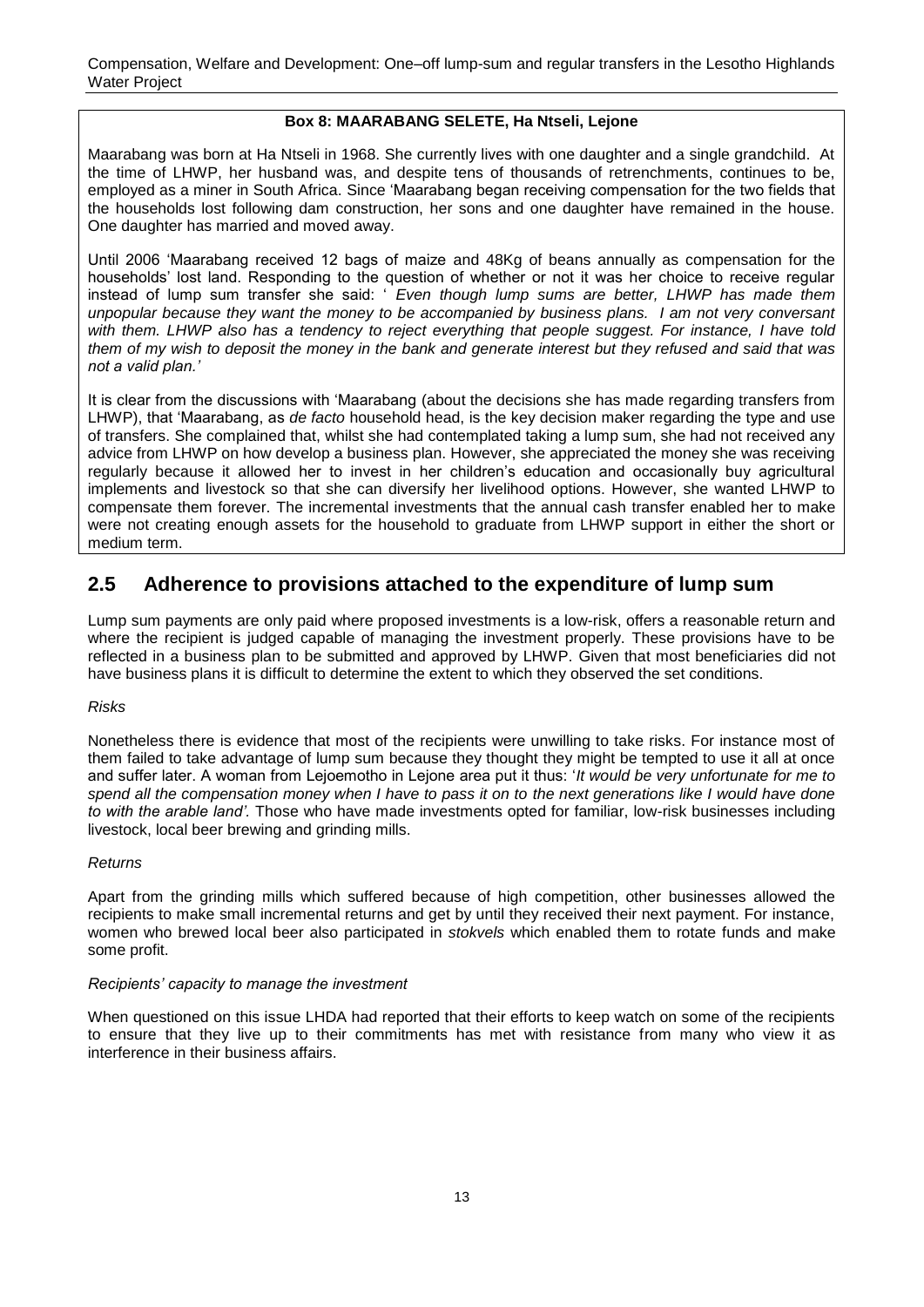**Box 8: MAARABANG SELETE, Ha Ntseli, Lejone**

Maarabang was born at Ha Ntseli in 1968. She currently lives with one daughter and a single grandchild. At the time of LHWP, her husband was, and despite tens of thousands of retrenchments, continues to be, employed as a miner in South Africa. Since 'Maarabang began receiving compensation for the two fields that the households lost following dam construction, her sons and one daughter have remained in the house. One daughter has married and moved away.

Until 2006 'Maarabang received 12 bags of maize and 48Kg of beans annually as compensation for the households' lost land. Responding to the question of whether or not it was her choice to receive regular instead of lump sum transfer she said: ' *Even though lump sums are better, LHWP has made them unpopular because they want the money to be accompanied by business plans. I am not very conversant with them. LHWP also has a tendency to reject everything that people suggest. For instance, I have told them of my wish to deposit the money in the bank and generate interest but they refused and said that was not a valid plan.'*

It is clear from the discussions with 'Maarabang (about the decisions she has made regarding transfers from LHWP), that 'Maarabang, as *de facto* household head, is the key decision maker regarding the type and use of transfers. She complained that, whilst she had contemplated taking a lump sum, she had not received any advice from LHWP on how develop a business plan. However, she appreciated the money she was receiving regularly because it allowed her to invest in her children's education and occasionally buy agricultural implements and livestock so that she can diversify her livelihood options. However, she wanted LHWP to compensate them forever. The incremental investments that the annual cash transfer enabled her to make were not creating enough assets for the household to graduate from LHWP support in either the short or medium term.

## 2.5 Adherence to provisions attached to the expenditure of lump sum

Lump sum payments are only paid where proposed investments is a low-risk, offers a reasonable return and where the recipient is judged capable of managing the investment properly. These provisions have to be reflected in a business plan to be submitted and approved by LHWP. Given that most beneficiaries did not have business plans it is difficult to determine the extent to which they observed the set conditions.

*Risks*

Nonetheless there is evidence that most of the recipients were unwilling to take risks. For instance most of them failed to take advantage of lump sum because they thought they might be tempted to use it all at once and suffer later. A woman from Lejoemotho in Lejone area put it thus: '*It would be very unfortunate for me to spend all the compensation money when I have to pass it on to the next generations like I would have done to with the arable land'.* Those who have made investments opted for familiar, low-risk businesses including livestock, local beer brewing and grinding mills.

*Returns*

Apart from the grinding mills which suffered because of high competition, other businesses allowed the recipients to make small incremental returns and get by until they received their next payment. For instance, women who brewed local beer also participated in *stokvels* which enabled them to rotate funds and make some profit.

*Recipients' capacity to manage the investment*

When questioned on this issue LHDA had reported that their efforts to keep watch on some of the recipients to ensure that they live up to their commitments has met with resistance from many who view it as interference in their business affairs.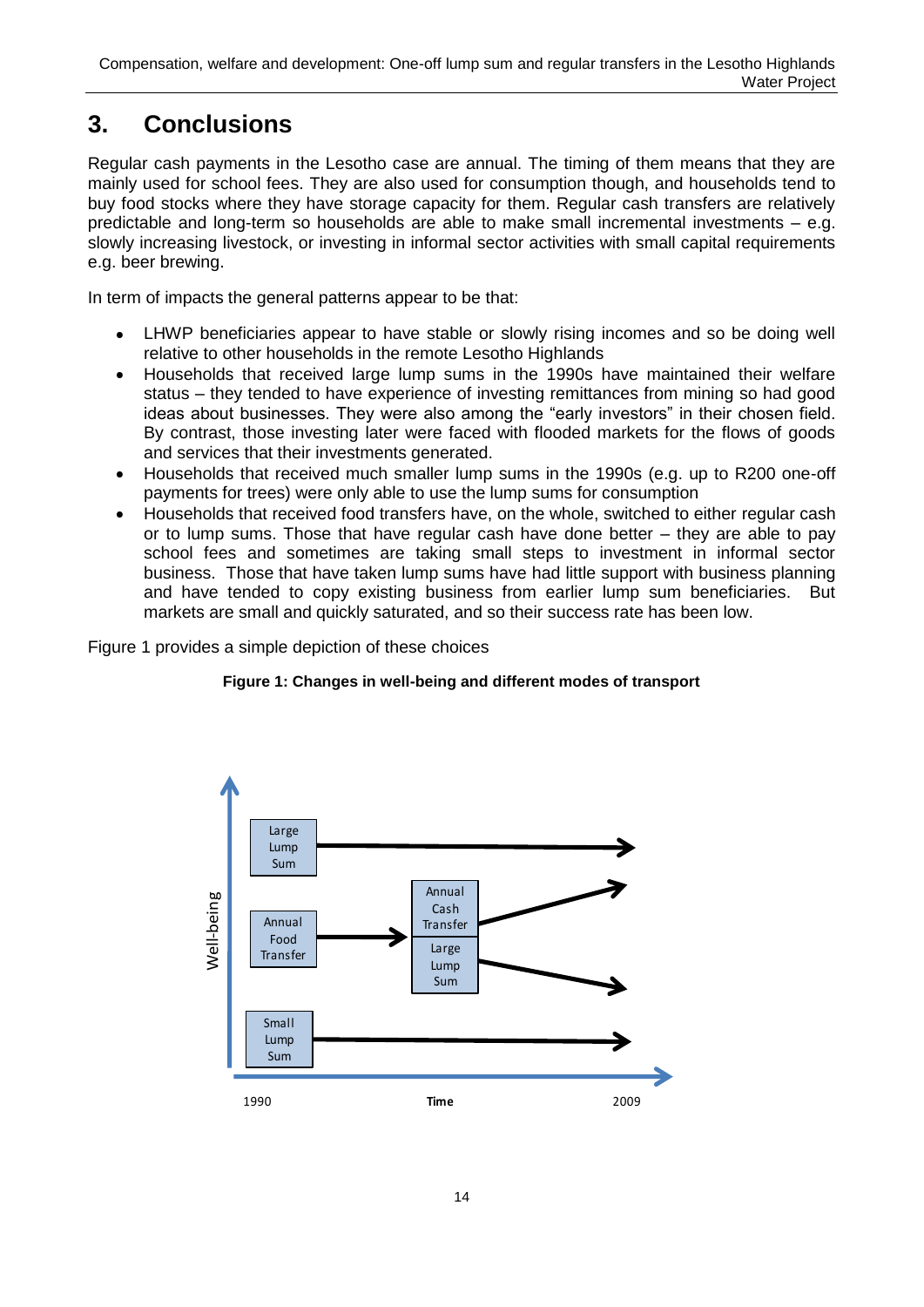# 3. Conclusions

Regular cash payments in the Lesotho case are annual. The timing of them means that they are mainly used for school fees. They are also used for consumption though, and households tend to buy food stocks where they have storage capacity for them. Regular cash transfers are relatively predictable and long-term so households are able to make small incremental investments – e.g. slowly increasing livestock, or investing in informal sector activities with small capital requirements e.g. beer brewing.

In term of impacts the general patterns appear to be that:

- LHWP beneficiaries appear to have stable or slowly rising incomes and so be doing well relative to other households in the remote Lesotho Highlands
- Households that received large lump sums in the 1990s have maintained their welfare status – they tended to have experience of investing remittances from mining so had good ideas about businesses. They were also among the "early investors" in their chosen field. By contrast, those investing later were faced with flooded markets for the flows of goods and services that their investments generated.
- Households that received much smaller lump sums in the 1990s (e.g. up to R200 one-off payments for trees) were only able to use the lump sums for consumption
- Households that received food transfers have, on the whole, switched to either regular cash or to lump sums. Those that have regular cash have done better – they are able to pay school fees and sometimes are taking small steps to investment in informal sector business. Those that have taken lump sums have had little support with business planning and have tended to copy existing business from earlier lump sum beneficiaries. But markets are small and quickly saturated, and so their success rate has been low.

Figure 1 provides a simple depiction of these choices

**Figure 1: Changes in well-being and different modes of transport**

Well-being

Large Lump Sum

Annual Food Transfer

Annual Cash Transfer

Large Lump Sum

Small Lump Sum

1990 Time 2009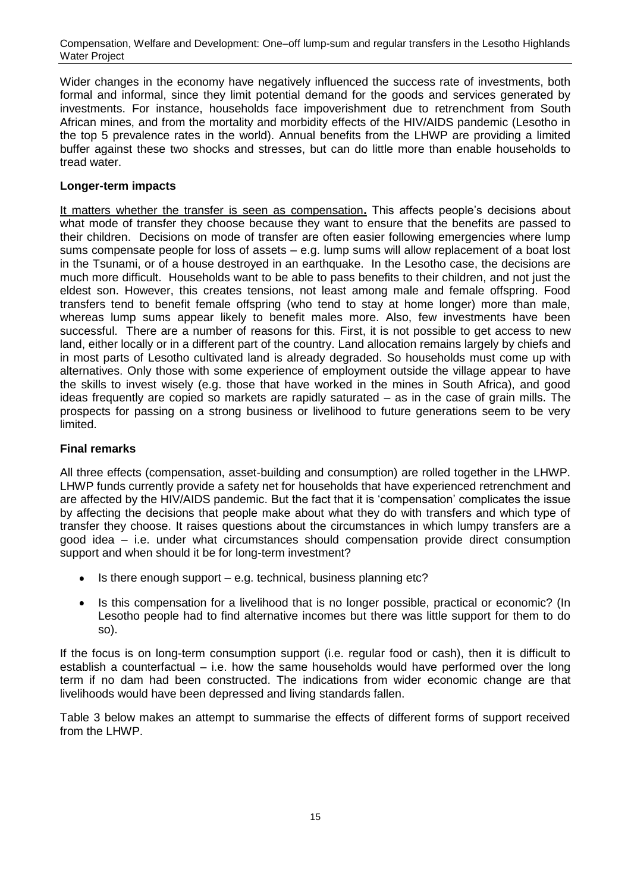Wider changes in the economy have negatively influenced the success rate of investments, both formal and informal, since they limit potential demand for the goods and services generated by investments. For instance, households face impoverishment due to retrenchment from South African mines, and from the mortality and morbidity effects of the HIV/AIDS pandemic (Lesotho in the top 5 prevalence rates in the world). Annual benefits from the LHWP are providing a limited buffer against these two shocks and stresses, but can do little more than enable households to tread water.

**Longer-term impacts**

It matters whether the transfer is seen as compensation**.** This affects people's decisions about what mode of transfer they choose because they want to ensure that the benefits are passed to their children. Decisions on mode of transfer are often easier following emergencies where lump sums compensate people for loss of assets – e.g. lump sums will allow replacement of a boat lost in the Tsunami, or of a house destroyed in an earthquake. In the Lesotho case, the decisions are much more difficult. Households want to be able to pass benefits to their children, and not just the eldest son. However, this creates tensions, not least among male and female offspring. Food transfers tend to benefit female offspring (who tend to stay at home longer) more than male, whereas lump sums appear likely to benefit males more. Also, few investments have been successful. There are a number of reasons for this. First, it is not possible to get access to new land, either locally or in a different part of the country. Land allocation remains largely by chiefs and in most parts of Lesotho cultivated land is already degraded. So households must come up with alternatives. Only those with some experience of employment outside the village appear to have the skills to invest wisely (e.g. those that have worked in the mines in South Africa), and good ideas frequently are copied so markets are rapidly saturated – as in the case of grain mills. The prospects for passing on a strong business or livelihood to future generations seem to be very limited.

**Final remarks**

All three effects (compensation, asset-building and consumption) are rolled together in the LHWP. LHWP funds currently provide a safety net for households that have experienced retrenchment and are affected by the HIV/AIDS pandemic. But the fact that it is 'compensation' complicates the issue by affecting the decisions that people make about what they do with transfers and which type of transfer they choose. It raises questions about the circumstances in which lumpy transfers are a good idea – i.e. under what circumstances should compensation provide direct consumption support and when should it be for long-term investment?

- Is there enough support – e.g. technical, business planning etc?
- Is this compensation for a livelihood that is no longer possible, practical or economic? (In Lesotho people had to find alternative incomes but there was little support for them to do so).

If the focus is on long-term consumption support (i.e. regular food or cash), then it is difficult to establish a counterfactual – i.e. how the same households would have performed over the long term if no dam had been constructed. The indications from wider economic change are that livelihoods would have been depressed and living standards fallen.

Table 3 below makes an attempt to summarise the effects of different forms of support received from the LHWP.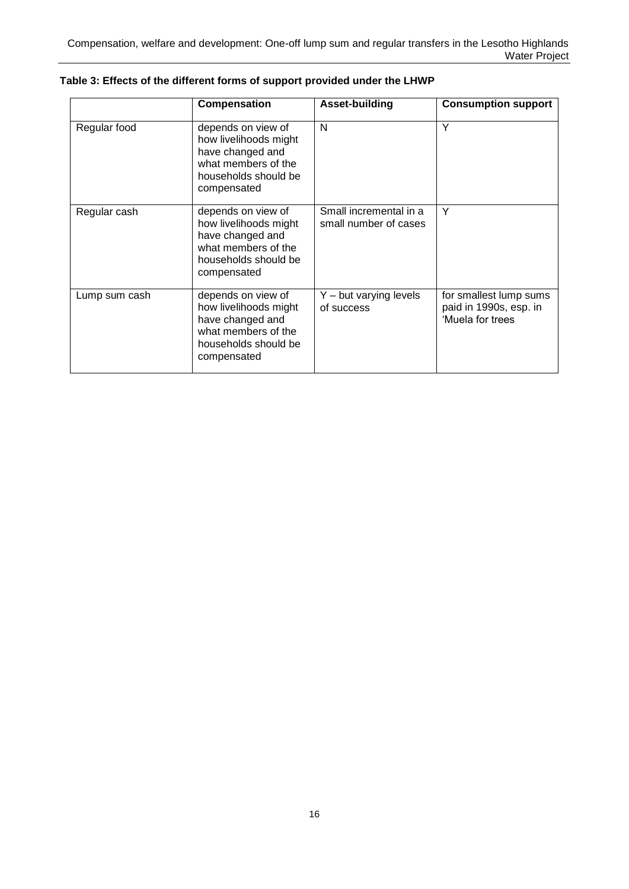**Table 3: Effects of the different forms of support provided under the LHWP**

| | Compensation | Asset-building | Consumption support |
|---|---|---|---|
| Regular food | depends on view of how livelihoods might have changed and what members of the households should be compensated | N | Y |
| Regular cash | depends on view of how livelihoods might have changed and what members of the households should be compensated | Small incremental in a small number of cases | Y |
| Lump sum cash | depends on view of how livelihoods might have changed and what members of the households should be compensated | Y – but varying levels of success | for smallest lump sums paid in 1990s, esp. in 'Muela for trees |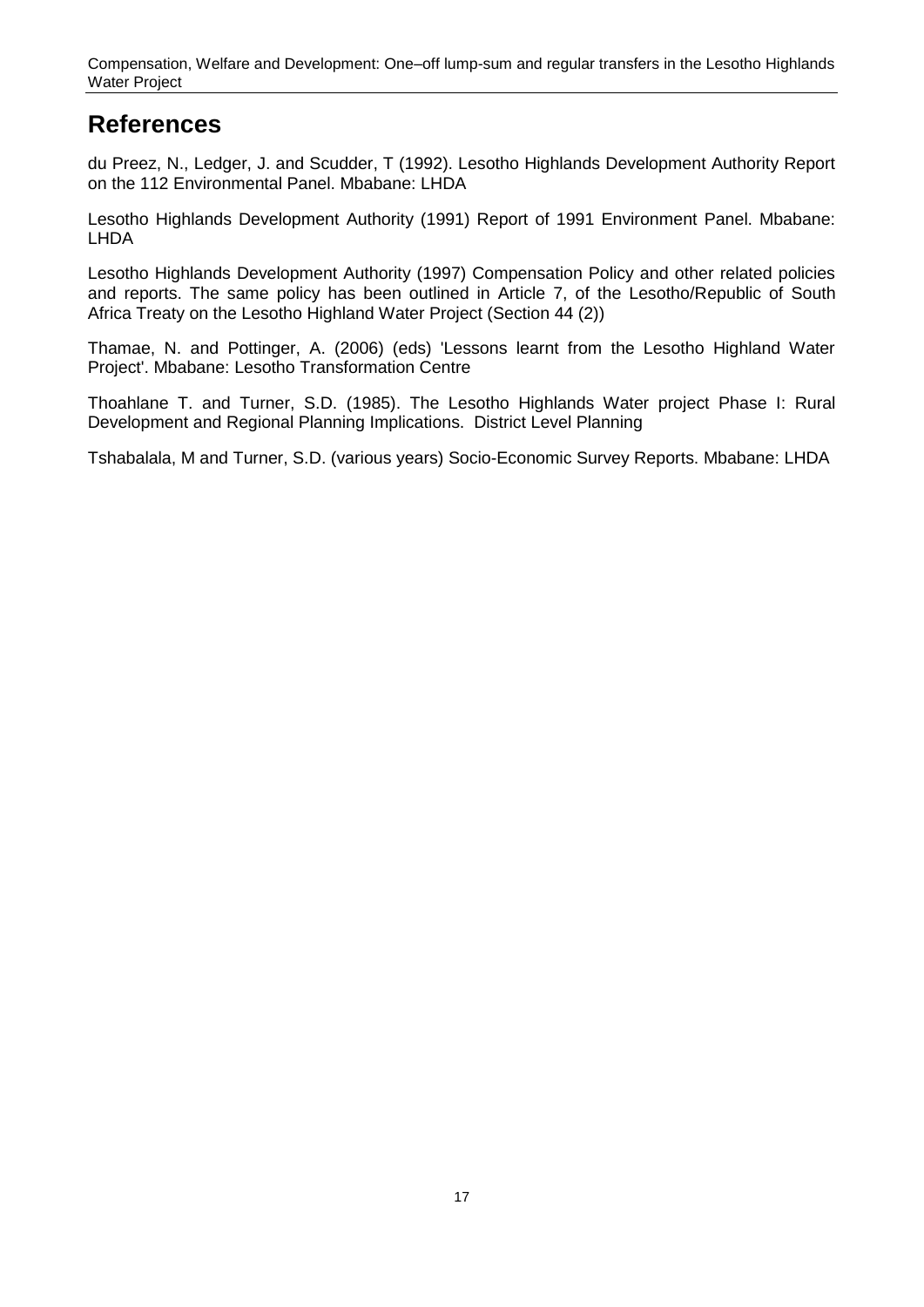## References

du Preez, N., Ledger, J. and Scudder, T (1992). Lesotho Highlands Development Authority Report on the 112 Environmental Panel. Mbabane: LHDA

Lesotho Highlands Development Authority (1991) Report of 1991 Environment Panel. Mbabane: LHDA

Lesotho Highlands Development Authority (1997) Compensation Policy and other related policies and reports. The same policy has been outlined in Article 7, of the Lesotho/Republic of South Africa Treaty on the Lesotho Highland Water Project (Section 44 (2))

Thamae, N. and Pottinger, A. (2006) (eds) 'Lessons learnt from the Lesotho Highland Water Project'. Mbabane: Lesotho Transformation Centre

Thoahlane T. and Turner, S.D. (1985). The Lesotho Highlands Water project Phase I: Rural Development and Regional Planning Implications. District Level Planning

Tshabalala, M and Turner, S.D. (various years) Socio-Economic Survey Reports. Mbabane: LHDA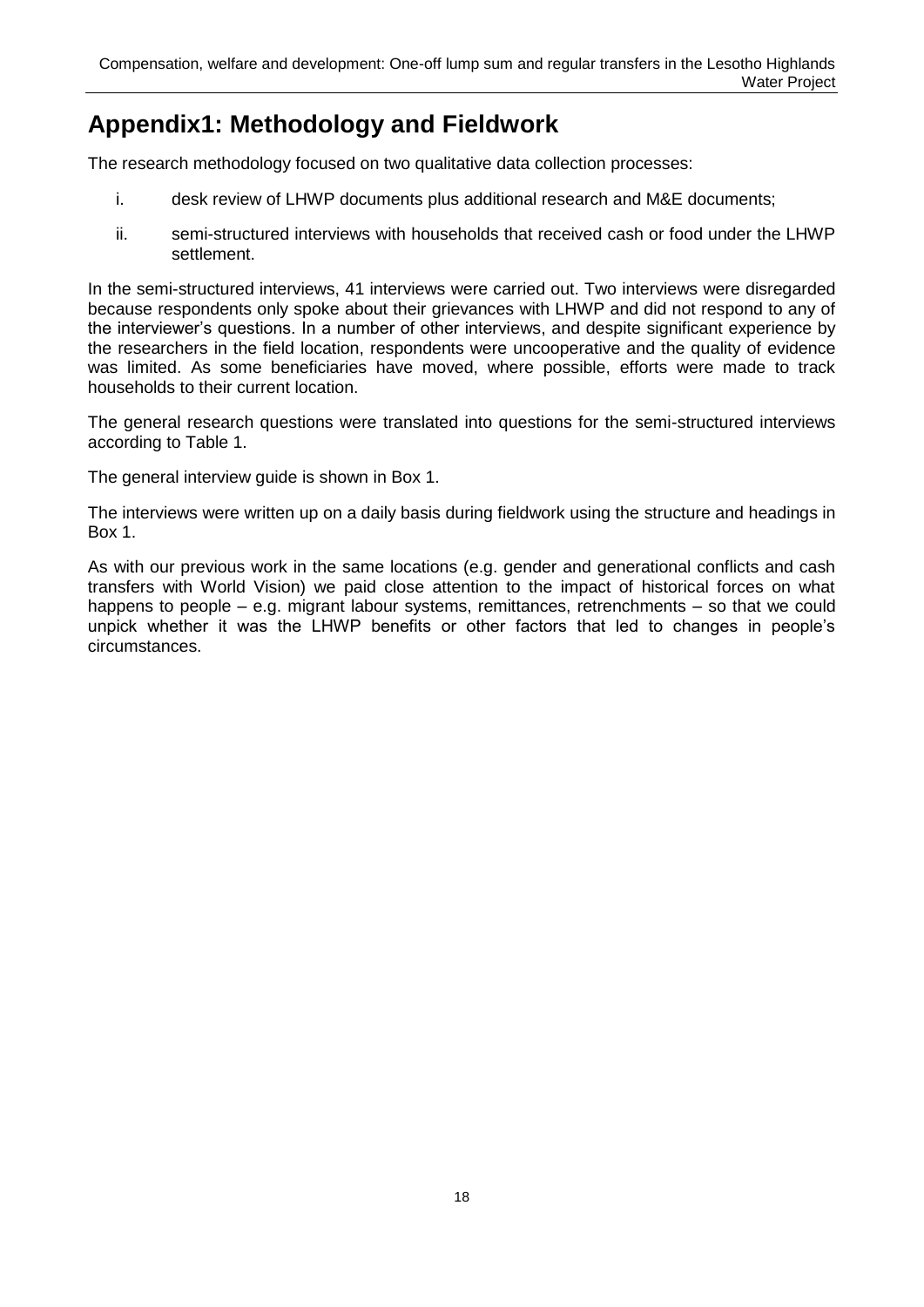# Appendix1: Methodology and Fieldwork

The research methodology focused on two qualitative data collection processes:

i. desk review of LHWP documents plus additional research and M&E documents;

ii. semi-structured interviews with households that received cash or food under the LHWP settlement.

In the semi-structured interviews, 41 interviews were carried out. Two interviews were disregarded because respondents only spoke about their grievances with LHWP and did not respond to any of the interviewer's questions. In a number of other interviews, and despite significant experience by the researchers in the field location, respondents were uncooperative and the quality of evidence was limited. As some beneficiaries have moved, where possible, efforts were made to track households to their current location.

The general research questions were translated into questions for the semi-structured interviews according to Table 1.

The general interview guide is shown in Box 1.

The interviews were written up on a daily basis during fieldwork using the structure and headings in Box 1.

As with our previous work in the same locations (e.g. gender and generational conflicts and cash transfers with World Vision) we paid close attention to the impact of historical forces on what happens to people – e.g. migrant labour systems, remittances, retrenchments – so that we could unpick whether it was the LHWP benefits or other factors that led to changes in people's circumstances.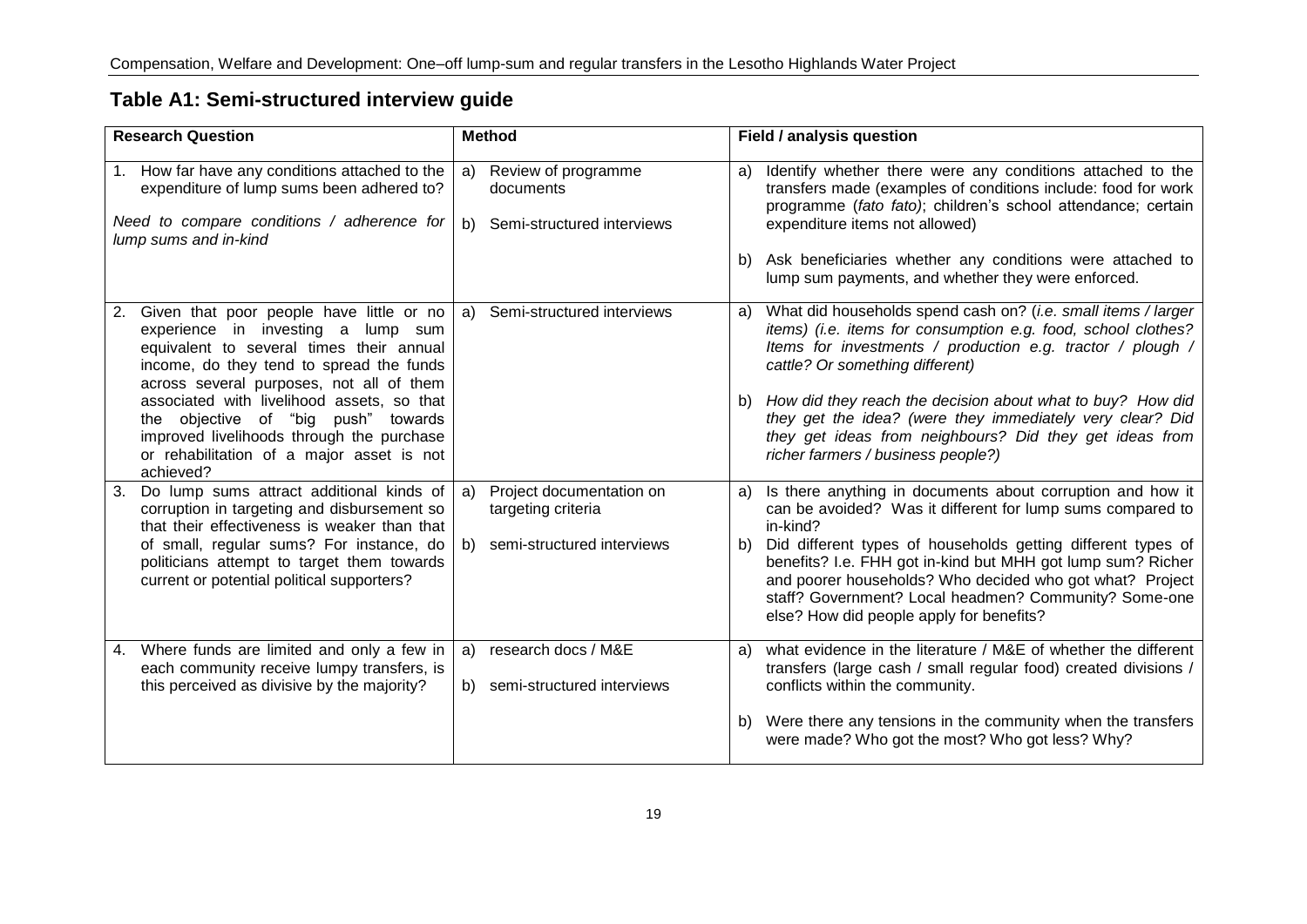## Table A1: Semi-structured interview guide

| Research Question | Method | Field / analysis question |
|---|---|---|
| 1. How far have any conditions attached to the expenditure of lump sums been adhered to?<br><br>*Need to compare conditions / adherence for lump sums and in-kind* | a) Review of programme documents<br><br>b) Semi-structured interviews | a) Identify whether there were any conditions attached to the transfers made (examples of conditions include: food for work programme (*fato fato)*; children's school attendance; certain expenditure items not allowed)<br><br>b) Ask beneficiaries whether any conditions were attached to lump sum payments, and whether they were enforced. |
| 2. Given that poor people have little or no experience in investing a lump sum equivalent to several times their annual income, do they tend to spread the funds across several purposes, not all of them associated with livelihood assets, so that the objective of "big push" towards improved livelihoods through the purchase or rehabilitation of a major asset is not achieved? | a) Semi-structured interviews | a) What did households spend cash on? (*i.e. small items / larger items) (i.e. items for consumption e.g. food, school clothes? Items for investments / production e.g. tractor / plough / cattle? Or something different)*<br><br>b) *How did they reach the decision about what to buy? How did they get the idea? (were they immediately very clear? Did they get ideas from neighbours? Did they get ideas from richer farmers / business people?)* |
| 3. Do lump sums attract additional kinds of corruption in targeting and disbursement so that their effectiveness is weaker than that of small, regular sums? For instance, do politicians attempt to target them towards current or potential political supporters? | a) Project documentation on targeting criteria<br><br>b) semi-structured interviews | a) Is there anything in documents about corruption and how it can be avoided? Was it different for lump sums compared to in-kind?<br><br>b) Did different types of households getting different types of benefits? I.e. FHH got in-kind but MHH got lump sum? Richer and poorer households? Who decided who got what? Project staff? Government? Local headmen? Community? Some-one else? How did people apply for benefits? |
| 4. Where funds are limited and only a few in each community receive lumpy transfers, is this perceived as divisive by the majority? | a) research docs / M&E<br><br>b) semi-structured interviews | a) what evidence in the literature / M&E of whether the different transfers (large cash / small regular food) created divisions / conflicts within the community.<br><br>b) Were there any tensions in the community when the transfers were made? Who got the most? Who got less? Why? |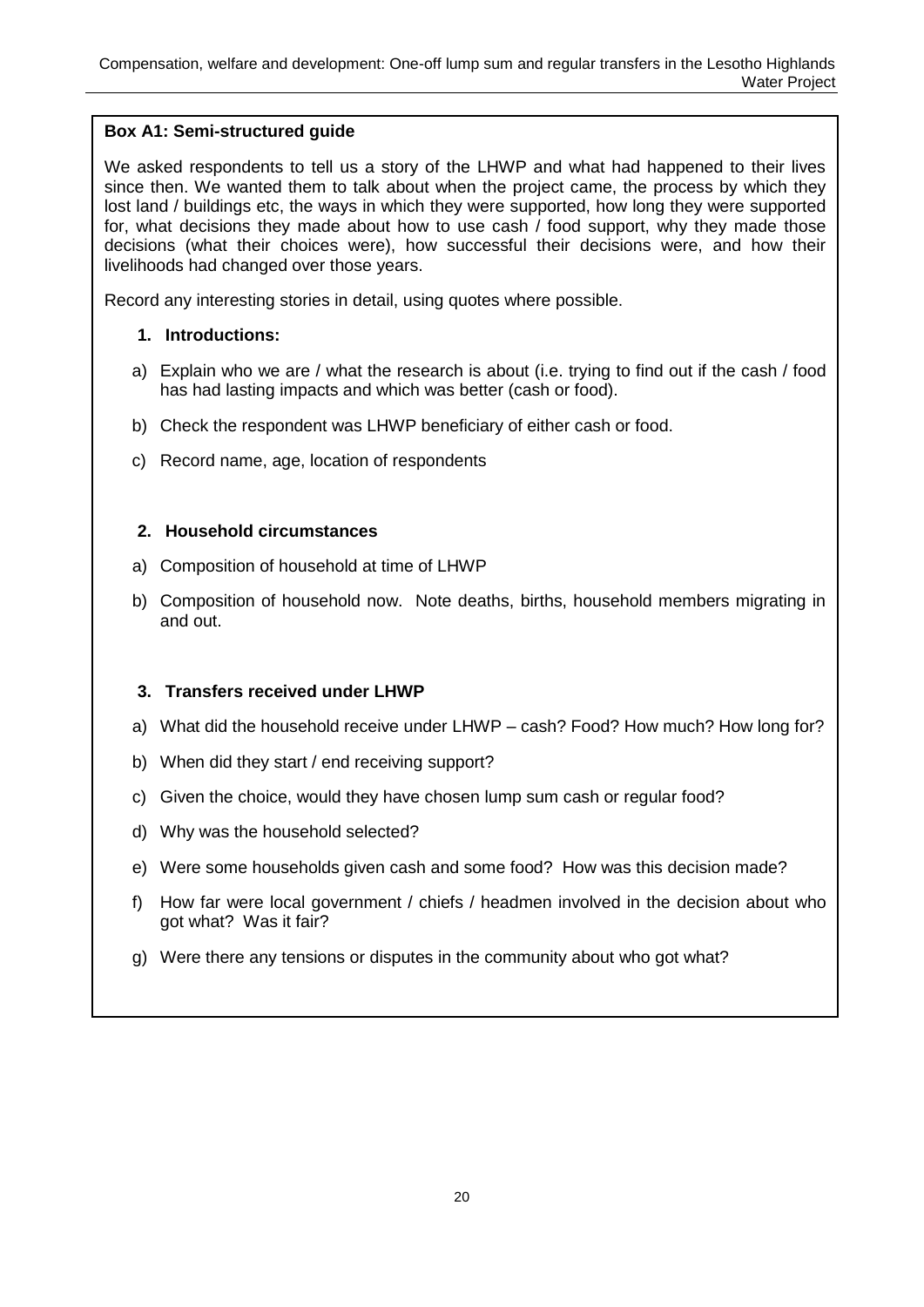**Box A1: Semi-structured guide**

We asked respondents to tell us a story of the LHWP and what had happened to their lives since then. We wanted them to talk about when the project came, the process by which they lost land / buildings etc, the ways in which they were supported, how long they were supported for, what decisions they made about how to use cash / food support, why they made those decisions (what their choices were), how successful their decisions were, and how their livelihoods had changed over those years.

Record any interesting stories in detail, using quotes where possible.

**1. Introductions:**

a) Explain who we are / what the research is about (i.e. trying to find out if the cash / food has had lasting impacts and which was better (cash or food).

b) Check the respondent was LHWP beneficiary of either cash or food.

c) Record name, age, location of respondents

**2. Household circumstances**

a) Composition of household at time of LHWP

b) Composition of household now. Note deaths, births, household members migrating in and out.

**3. Transfers received under LHWP**

a) What did the household receive under LHWP – cash? Food? How much? How long for?

b) When did they start / end receiving support?

c) Given the choice, would they have chosen lump sum cash or regular food?

d) Why was the household selected?

e) Were some households given cash and some food? How was this decision made?

f) How far were local government / chiefs / headmen involved in the decision about who got what? Was it fair?

g) Were there any tensions or disputes in the community about who got what?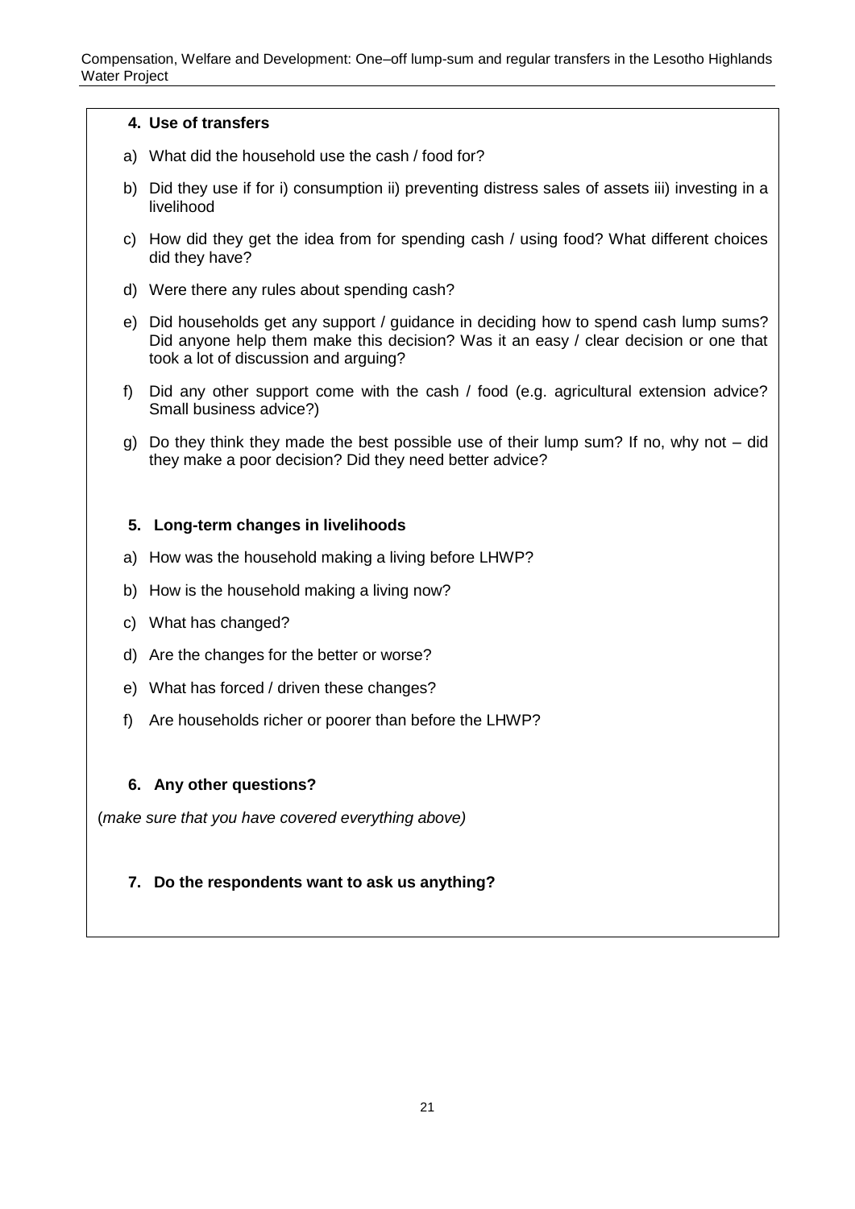**4. Use of transfers**

a) What did the household use the cash / food for?

b) Did they use if for i) consumption ii) preventing distress sales of assets iii) investing in a livelihood

c) How did they get the idea from for spending cash / using food? What different choices did they have?

d) Were there any rules about spending cash?

e) Did households get any support / guidance in deciding how to spend cash lump sums? Did anyone help them make this decision? Was it an easy / clear decision or one that took a lot of discussion and arguing?

f) Did any other support come with the cash / food (e.g. agricultural extension advice? Small business advice?)

g) Do they think they made the best possible use of their lump sum? If no, why not – did they make a poor decision? Did they need better advice?

**5. Long-term changes in livelihoods**

a) How was the household making a living before LHWP?

b) How is the household making a living now?

c) What has changed?

d) Are the changes for the better or worse?

e) What has forced / driven these changes?

f) Are households richer or poorer than before the LHWP?

**6. Any other questions?**

(*make sure that you have covered everything above)*

**7. Do the respondents want to ask us anything?**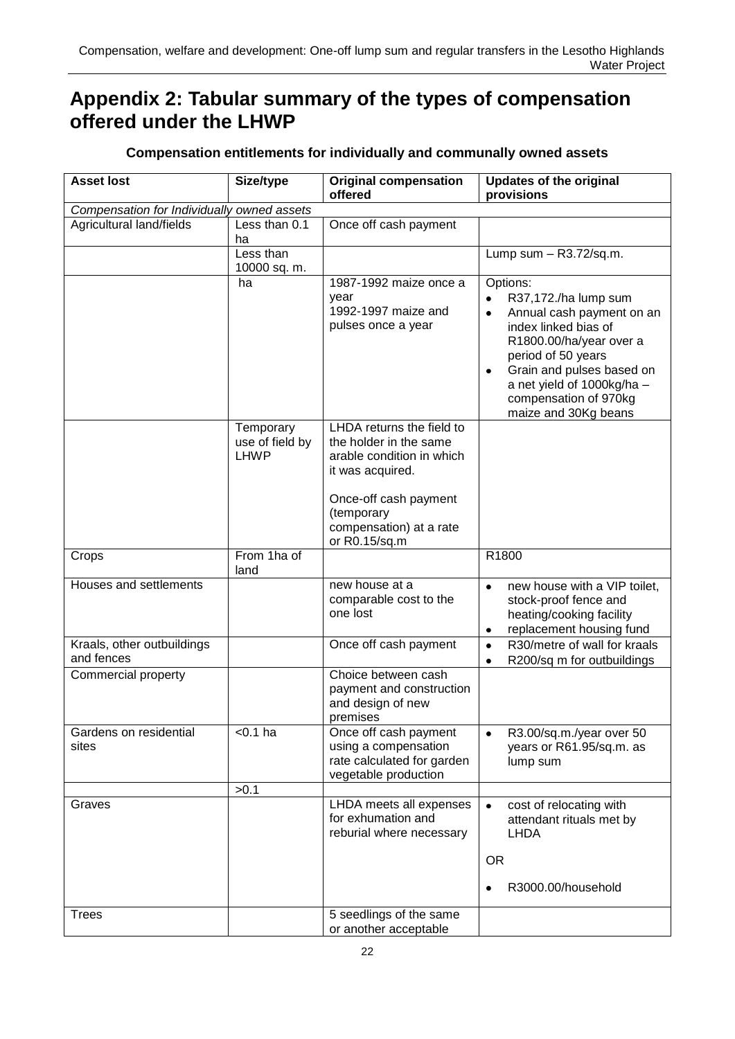# Appendix 2: Tabular summary of the types of compensation offered under the LHWP

### Compensation entitlements for individually and communally owned assets

| Asset lost | Size/type | Original compensation offered | Updates of the original provisions |
|---|---|---|---|
| *Compensation for Individually owned assets* | | | |
| Agricultural land/fields | Less than 0.1 ha | Once off cash payment | |
| | Less than 10000 sq. m. | | Lump sum – R3.72/sq.m. |
| | ha | 1987-1992 maize once a year<br>1992-1997 maize and pulses once a year | Options:<br>• R37,172./ha lump sum<br>• Annual cash payment on an index linked bias of R1800.00/ha/year over a period of 50 years<br>• Grain and pulses based on a net yield of 1000kg/ha – compensation of 970kg maize and 30Kg beans |
| | Temporary use of field by LHWP | LHDA returns the field to the holder in the same arable condition in which it was acquired.<br><br>Once-off cash payment (temporary compensation) at a rate or R0.15/sq.m | |
| Crops | From 1ha of land | | R1800 |
| Houses and settlements | | new house at a comparable cost to the one lost | • new house with a VIP toilet, stock-proof fence and heating/cooking facility<br>• replacement housing fund |
| Kraals, other outbuildings and fences | | Once off cash payment | • R30/metre of wall for kraals<br>• R200/sq m for outbuildings |
| Commercial property | | Choice between cash payment and construction and design of new premises | |
| Gardens on residential sites | <0.1 ha | Once off cash payment using a compensation rate calculated for garden vegetable production | • R3.00/sq.m./year over 50 years or R61.95/sq.m. as lump sum |
| | >0.1 | | |
| Graves | | LHDA meets all expenses for exhumation and reburial where necessary | • cost of relocating with attendant rituals met by LHDA<br><br>OR<br><br>• R3000.00/household |
| Trees | | 5 seedlings of the same or another acceptable | |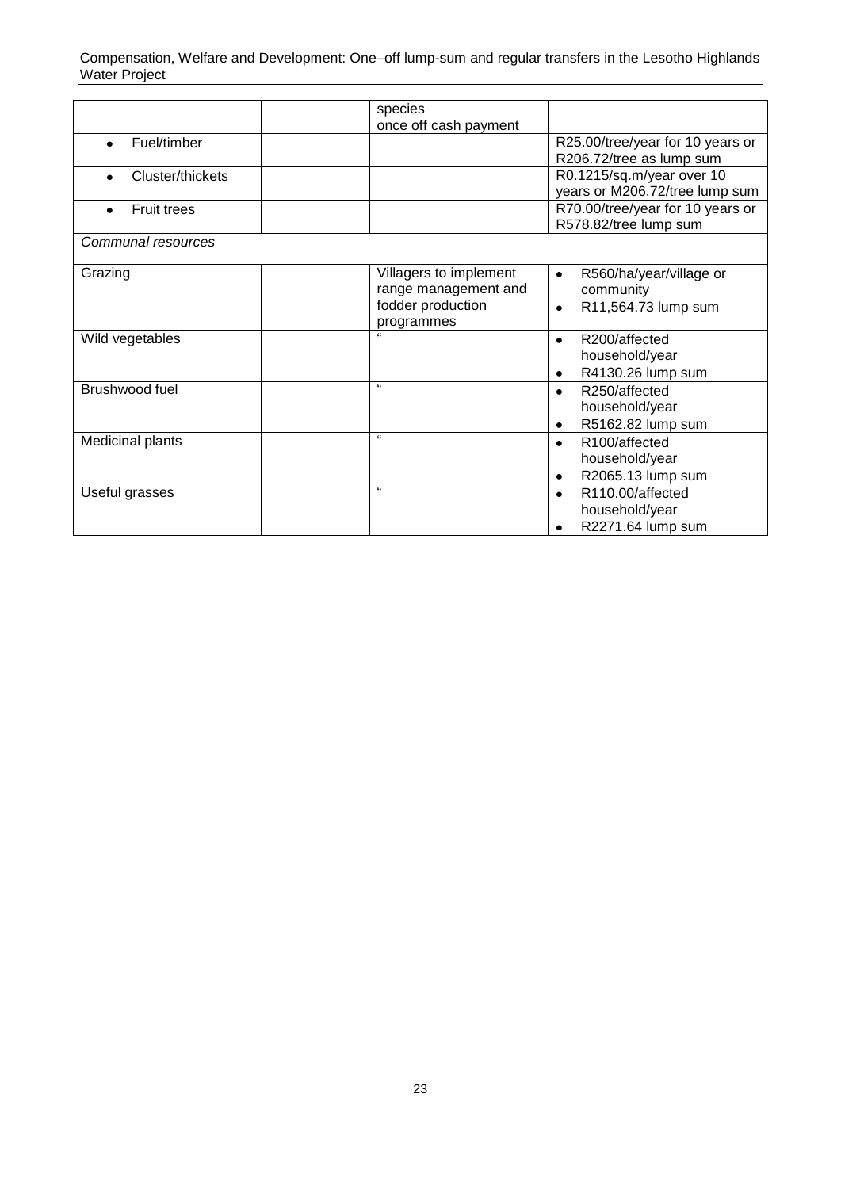| | | | |
|---|---|---|---|
| | | species<br>once off cash payment | |
| • Fuel/timber | | | R25.00/tree/year for 10 years or R206.72/tree as lump sum |
| • Cluster/thickets | | | R0.1215/sq.m/year over 10 years or M206.72/tree lump sum |
| • Fruit trees | | | R70.00/tree/year for 10 years or R578.82/tree lump sum |
| *Communal resources* | | | |
| Grazing | | Villagers to implement range management and fodder production programmes | • R560/ha/year/village or community<br>• R11,564.73 lump sum |
| Wild vegetables | | " | • R200/affected household/year<br>• R4130.26 lump sum |
| Brushwood fuel | | " | • R250/affected household/year<br>• R5162.82 lump sum |
| Medicinal plants | | " | • R100/affected household/year<br>• R2065.13 lump sum |
| Useful grasses | | " | • R110.00/affected household/year<br>• R2271.64 lump sum |